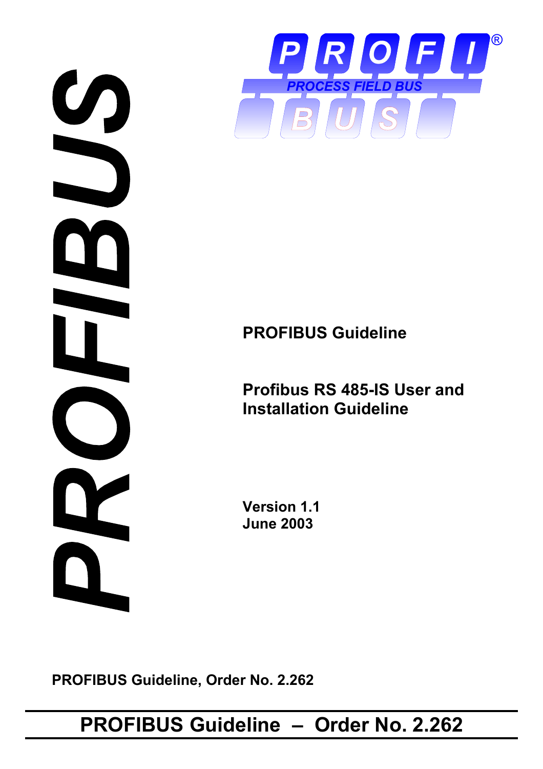PROFIBUS

PROCESS FIELD BUS

**PROFIBUS Guideline**

# Profibus RS 485-IS User and Installation Guideline

**Version 1.1**
**June 2003**

**PROFIBUS Guideline, Order No. 2.262**

**PROFIBUS Guideline – Order No. 2.262**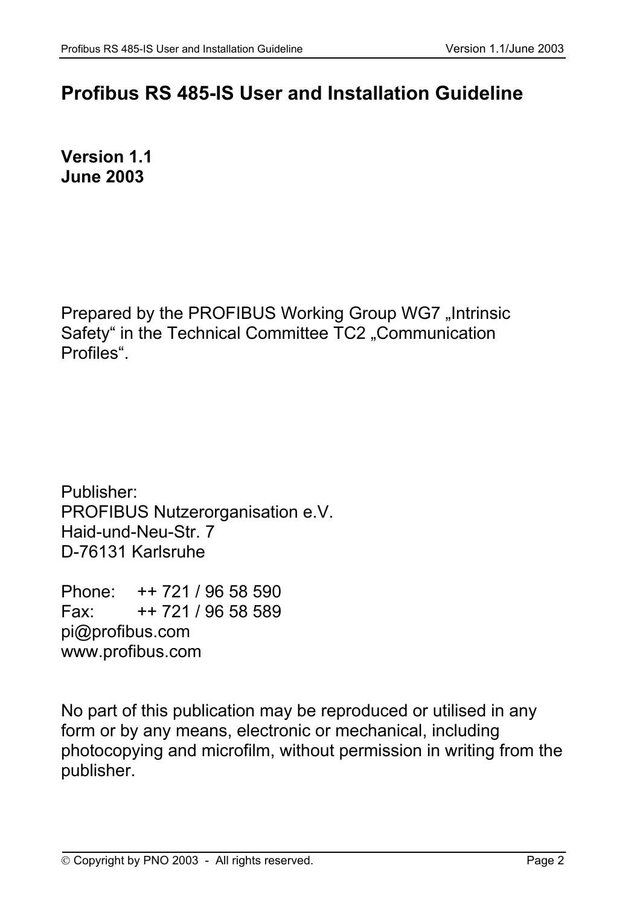# Profibus RS 485-IS User and Installation Guideline

**Version 1.1**
**June 2003**

Prepared by the PROFIBUS Working Group WG7 „Intrinsic Safety“ in the Technical Committee TC2 „Communication Profiles“.

Publisher:
PROFIBUS Nutzerorganisation e.V.
Haid-und-Neu-Str. 7
D-76131 Karlsruhe

Phone: ++ 721 / 96 58 590
Fax: ++ 721 / 96 58 589
pi@profibus.com
www.profibus.com

No part of this publication may be reproduced or utilised in any form or by any means, electronic or mechanical, including photocopying and microfilm, without permission in writing from the publisher.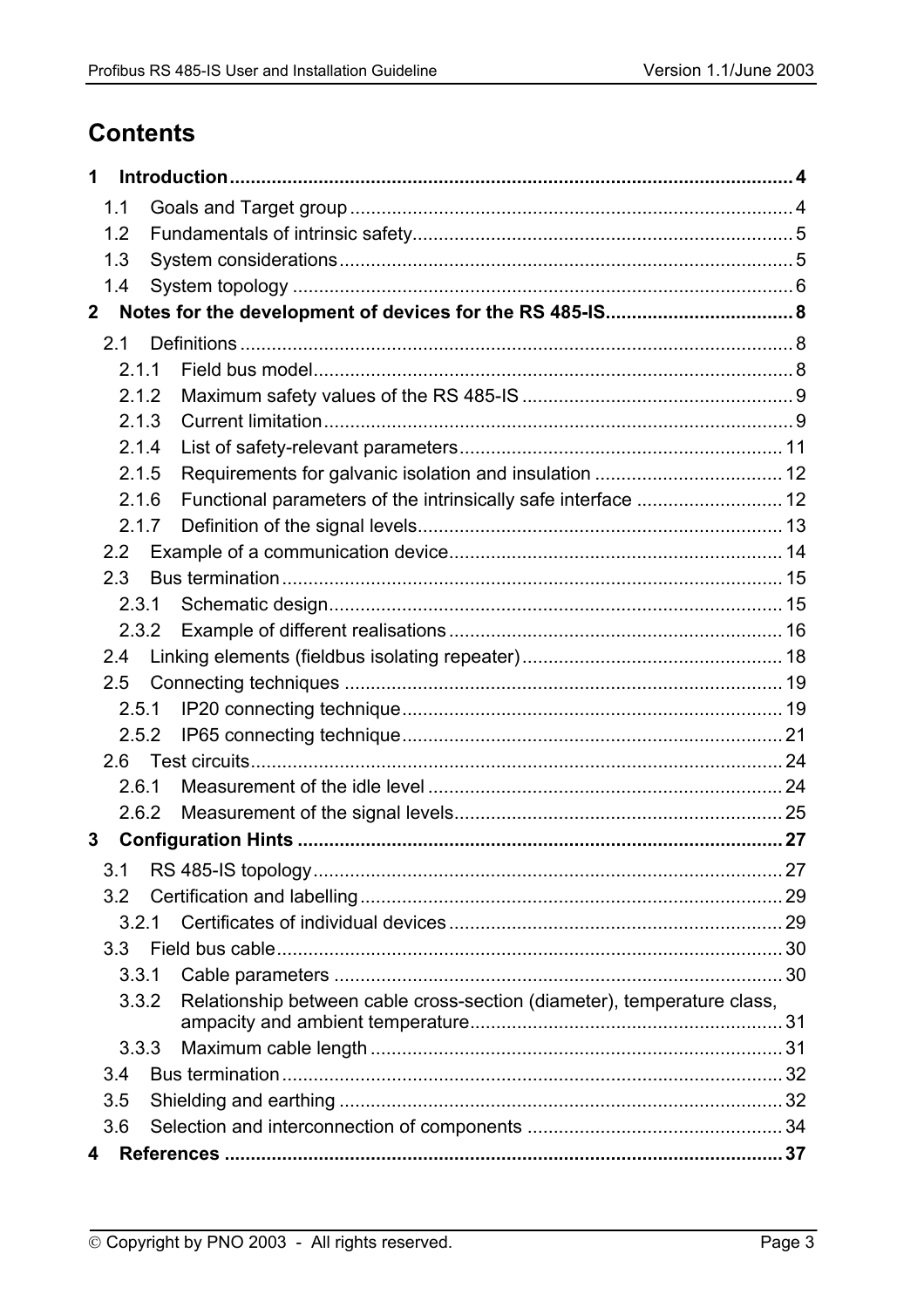# Contents

**1 Introduction ... 4**

- 1.1 Goals and Target group ... 4
- 1.2 Fundamentals of intrinsic safety ... 5
- 1.3 System considerations ... 5
- 1.4 System topology ... 6

**2 Notes for the development of devices for the RS 485-IS ... 8**

- 2.1 Definitions ... 8
  - 2.1.1 Field bus model ... 8
  - 2.1.2 Maximum safety values of the RS 485-IS ... 9
  - 2.1.3 Current limitation ... 9
  - 2.1.4 List of safety-relevant parameters ... 11
  - 2.1.5 Requirements for galvanic isolation and insulation ... 12
  - 2.1.6 Functional parameters of the intrinsically safe interface ... 12
  - 2.1.7 Definition of the signal levels ... 13
- 2.2 Example of a communication device ... 14
- 2.3 Bus termination ... 15
  - 2.3.1 Schematic design ... 15
  - 2.3.2 Example of different realisations ... 16
- 2.4 Linking elements (fieldbus isolating repeater) ... 18
- 2.5 Connecting techniques ... 19
  - 2.5.1 IP20 connecting technique ... 19
  - 2.5.2 IP65 connecting technique ... 21
- 2.6 Test circuits ... 24
  - 2.6.1 Measurement of the idle level ... 24
  - 2.6.2 Measurement of the signal levels ... 25

**3 Configuration Hints ... 27**

- 3.1 RS 485-IS topology ... 27
- 3.2 Certification and labelling ... 29
  - 3.2.1 Certificates of individual devices ... 29
- 3.3 Field bus cable ... 30
  - 3.3.1 Cable parameters ... 30
  - 3.3.2 Relationship between cable cross-section (diameter), temperature class, ampacity and ambient temperature ... 31
  - 3.3.3 Maximum cable length ... 31
- 3.4 Bus termination ... 32
- 3.5 Shielding and earthing ... 32
- 3.6 Selection and interconnection of components ... 34

**4 References ... 37**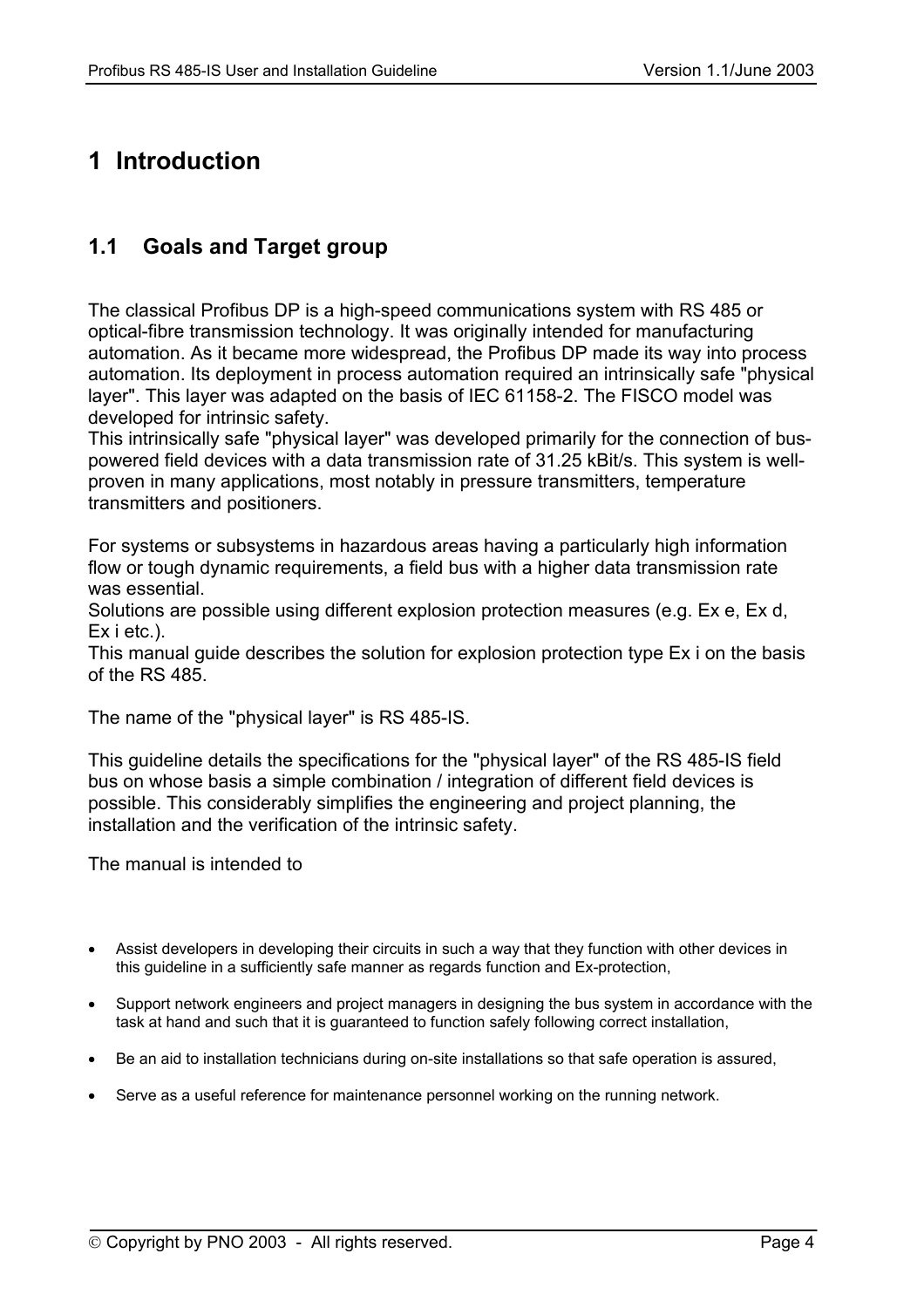# 1 Introduction

## 1.1 Goals and Target group

The classical Profibus DP is a high-speed communications system with RS 485 or optical-fibre transmission technology. It was originally intended for manufacturing automation. As it became more widespread, the Profibus DP made its way into process automation. Its deployment in process automation required an intrinsically safe "physical layer". This layer was adapted on the basis of IEC 61158-2. The FISCO model was developed for intrinsic safety.
This intrinsically safe "physical layer" was developed primarily for the connection of bus-powered field devices with a data transmission rate of 31.25 kBit/s. This system is well-proven in many applications, most notably in pressure transmitters, temperature transmitters and positioners.

For systems or subsystems in hazardous areas having a particularly high information flow or tough dynamic requirements, a field bus with a higher data transmission rate was essential.
Solutions are possible using different explosion protection measures (e.g. Ex e, Ex d, Ex i etc.).
This manual guide describes the solution for explosion protection type Ex i on the basis of the RS 485.

The name of the "physical layer" is RS 485-IS.

This guideline details the specifications for the "physical layer" of the RS 485-IS field bus on whose basis a simple combination / integration of different field devices is possible. This considerably simplifies the engineering and project planning, the installation and the verification of the intrinsic safety.

The manual is intended to

- Assist developers in developing their circuits in such a way that they function with other devices in this guideline in a sufficiently safe manner as regards function and Ex-protection,
- Support network engineers and project managers in designing the bus system in accordance with the task at hand and such that it is guaranteed to function safely following correct installation,
- Be an aid to installation technicians during on-site installations so that safe operation is assured,
- Serve as a useful reference for maintenance personnel working on the running network.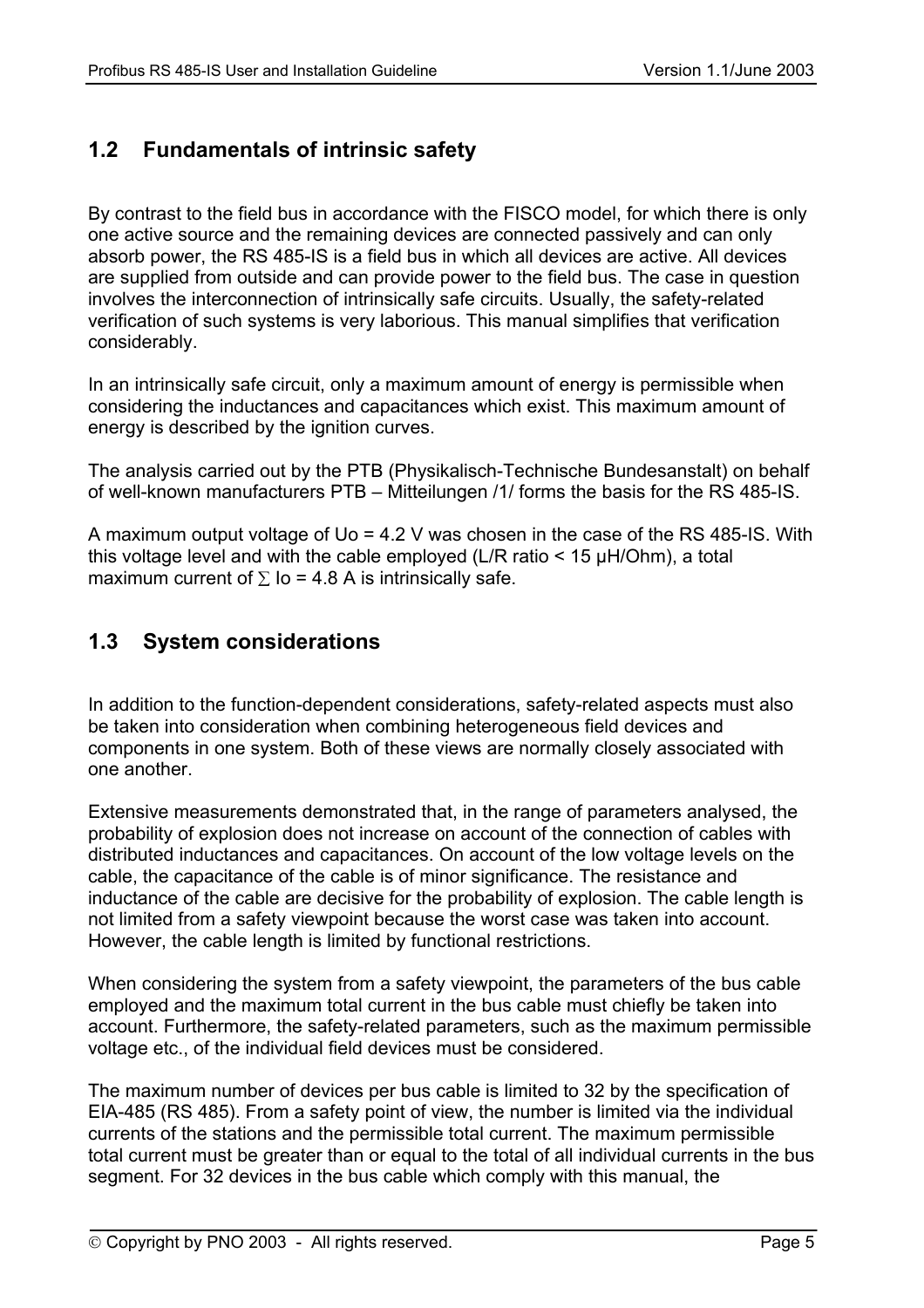## 1.2 Fundamentals of intrinsic safety

By contrast to the field bus in accordance with the FISCO model, for which there is only one active source and the remaining devices are connected passively and can only absorb power, the RS 485-IS is a field bus in which all devices are active. All devices are supplied from outside and can provide power to the field bus. The case in question involves the interconnection of intrinsically safe circuits. Usually, the safety-related verification of such systems is very laborious. This manual simplifies that verification considerably.

In an intrinsically safe circuit, only a maximum amount of energy is permissible when considering the inductances and capacitances which exist. This maximum amount of energy is described by the ignition curves.

The analysis carried out by the PTB (Physikalisch-Technische Bundesanstalt) on behalf of well-known manufacturers PTB – Mitteilungen /1/ forms the basis for the RS 485-IS.

A maximum output voltage of $U_o$ = 4.2 V was chosen in the case of the RS 485-IS. With this voltage level and with the cable employed (L/R ratio < 15 µH/Ohm), a total maximum current of $\sum I_o$ = 4.8 A is intrinsically safe.

## 1.3 System considerations

In addition to the function-dependent considerations, safety-related aspects must also be taken into consideration when combining heterogeneous field devices and components in one system. Both of these views are normally closely associated with one another.

Extensive measurements demonstrated that, in the range of parameters analysed, the probability of explosion does not increase on account of the connection of cables with distributed inductances and capacitances. On account of the low voltage levels on the cable, the capacitance of the cable is of minor significance. The resistance and inductance of the cable are decisive for the probability of explosion. The cable length is not limited from a safety viewpoint because the worst case was taken into account. However, the cable length is limited by functional restrictions.

When considering the system from a safety viewpoint, the parameters of the bus cable employed and the maximum total current in the bus cable must chiefly be taken into account. Furthermore, the safety-related parameters, such as the maximum permissible voltage etc., of the individual field devices must be considered.

The maximum number of devices per bus cable is limited to 32 by the specification of EIA-485 (RS 485). From a safety point of view, the number is limited via the individual currents of the stations and the permissible total current. The maximum permissible total current must be greater than or equal to the total of all individual currents in the bus segment. For 32 devices in the bus cable which comply with this manual, the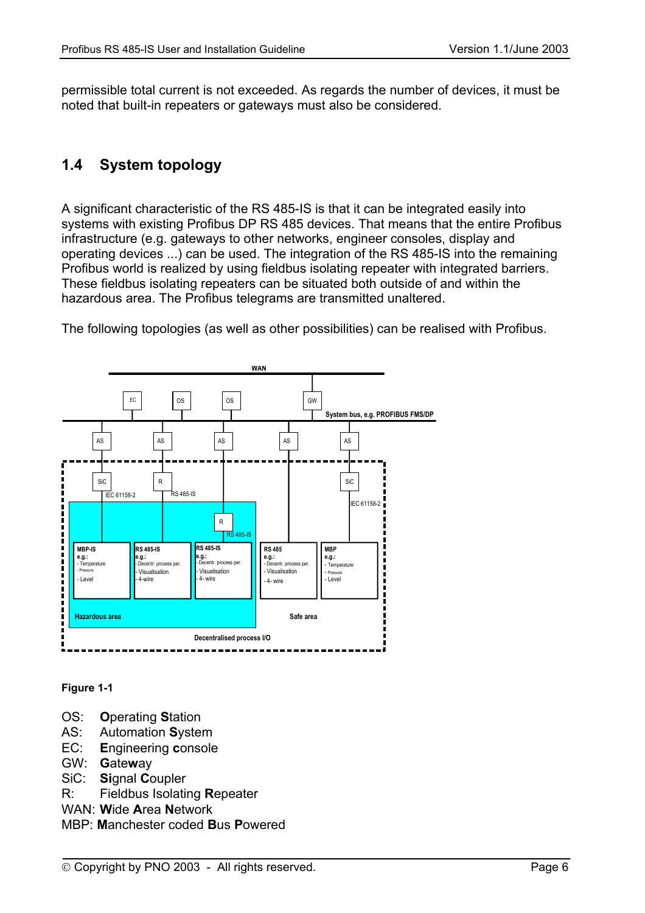permissible total current is not exceeded. As regards the number of devices, it must be noted that built-in repeaters or gateways must also be considered.

## 1.4 System topology

A significant characteristic of the RS 485-IS is that it can be integrated easily into systems with existing Profibus DP RS 485 devices. That means that the entire Profibus infrastructure (e.g. gateways to other networks, engineer consoles, display and operating devices ...) can be used. The integration of the RS 485-IS into the remaining Profibus world is realized by using fieldbus isolating repeater with integrated barriers. These fieldbus isolating repeaters can be situated both outside of and within the hazardous area. The Profibus telegrams are transmitted unaltered.

The following topologies (as well as other possibilities) can be realised with Profibus.

**Figure 1-1**

OS: **O**perating **S**tation
AS: Automation **S**ystem
EC: **E**ngineering **c**onsole
GW: **G**ate**w**ay
SiC: **Si**gnal **C**oupler
R: Fieldbus Isolating **R**epeater
WAN: **W**ide **A**rea **N**etwork
MBP: **M**anchester coded **B**us **P**owered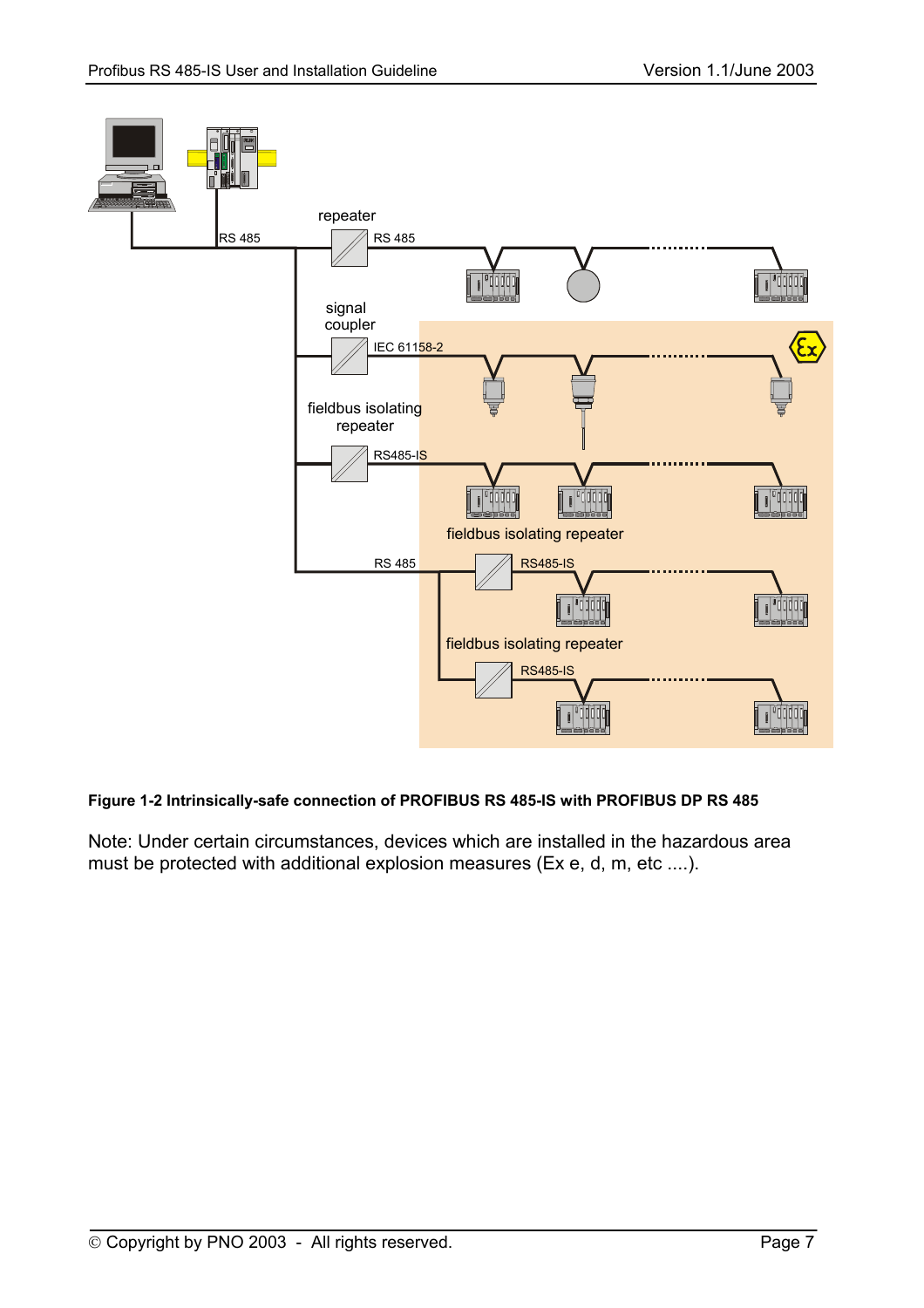**Figure 1-2 Intrinsically-safe connection of PROFIBUS RS 485-IS with PROFIBUS DP RS 485**

Note: Under certain circumstances, devices which are installed in the hazardous area must be protected with additional explosion measures (Ex e, d, m, etc ....).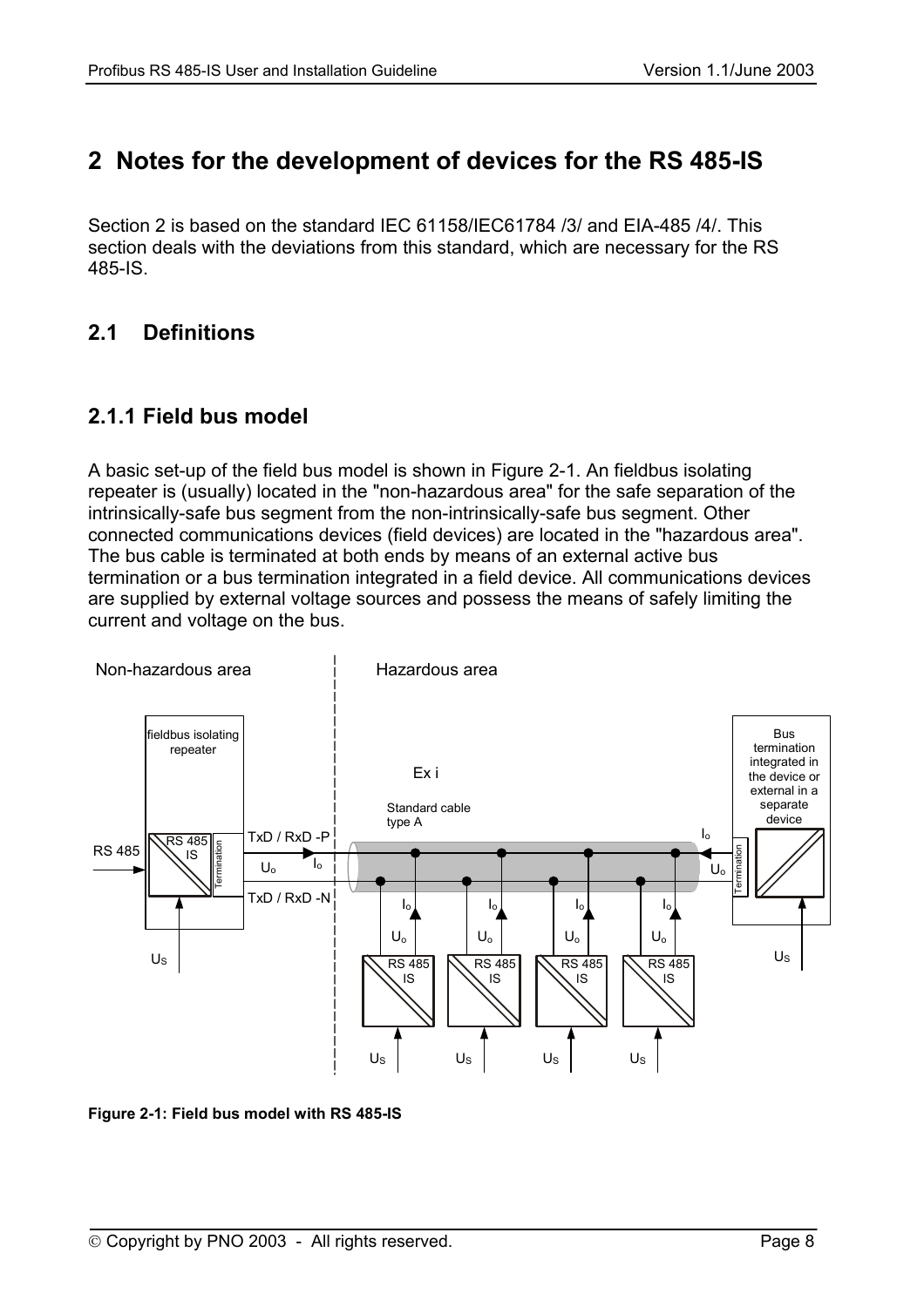# 2 Notes for the development of devices for the RS 485-IS

Section 2 is based on the standard IEC 61158/IEC61784 /3/ and EIA-485 /4/. This section deals with the deviations from this standard, which are necessary for the RS 485-IS.

## 2.1 Definitions

### 2.1.1 Field bus model

A basic set-up of the field bus model is shown in Figure 2-1. An fieldbus isolating repeater is (usually) located in the "non-hazardous area" for the safe separation of the intrinsically-safe bus segment from the non-intrinsically-safe bus segment. Other connected communications devices (field devices) are located in the "hazardous area". The bus cable is terminated at both ends by means of an external active bus termination or a bus termination integrated in a field device. All communications devices are supplied by external voltage sources and possess the means of safely limiting the current and voltage on the bus.

**Figure 2-1: Field bus model with RS 485-IS**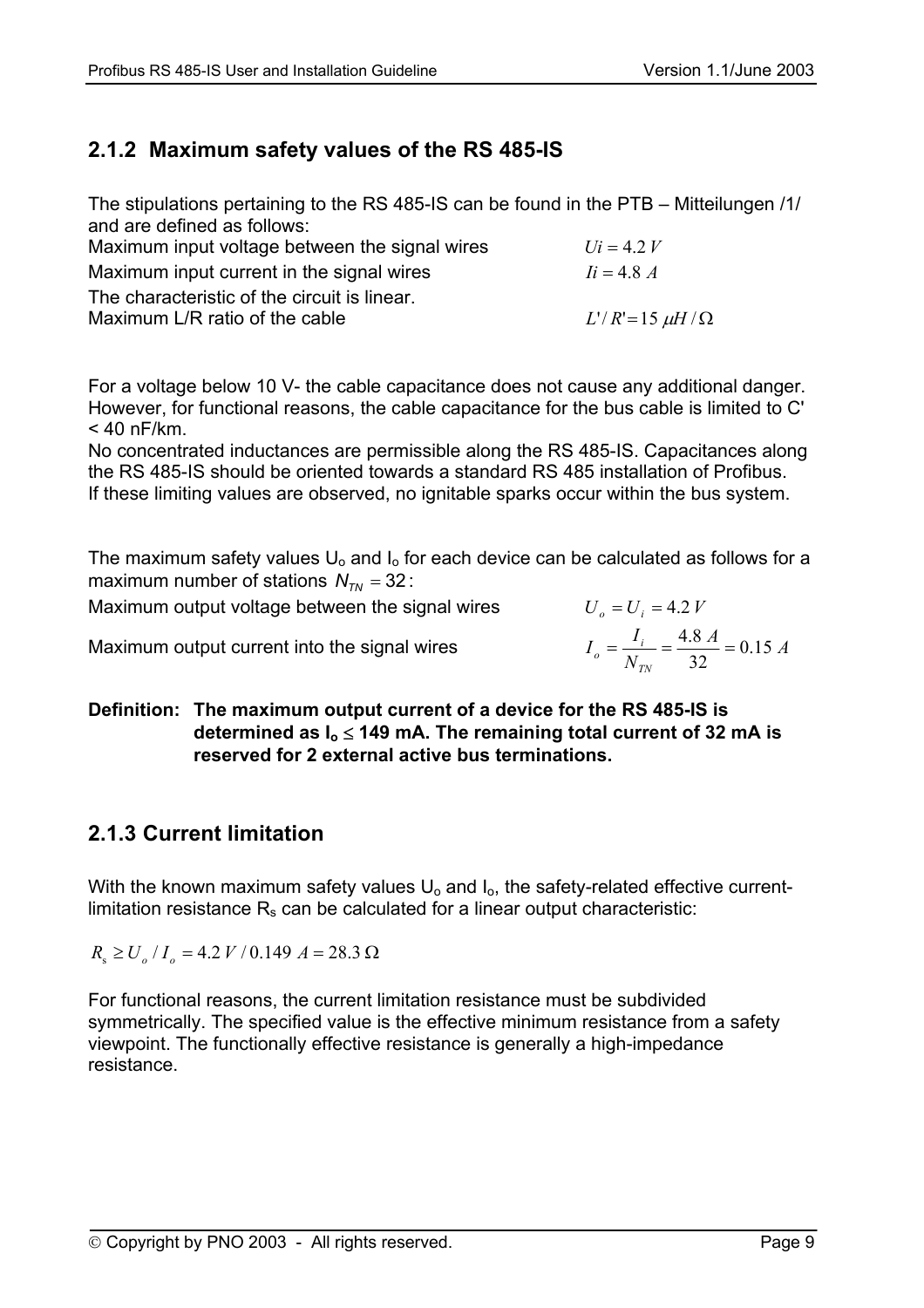### 2.1.2 Maximum safety values of the RS 485-IS

The stipulations pertaining to the RS 485-IS can be found in the PTB – Mitteilungen /1/ and are defined as follows:

Maximum input voltage between the signal wires $Ui = 4.2\ V$

Maximum input current in the signal wires $Ii = 4.8\ A$

The characteristic of the circuit is linear.

Maximum L/R ratio of the cable $L'/R' = 15\ \mu H/\Omega$

For a voltage below 10 V- the cable capacitance does not cause any additional danger. However, for functional reasons, the cable capacitance for the bus cable is limited to C' < 40 nF/km.

No concentrated inductances are permissible along the RS 485-IS. Capacitances along the RS 485-IS should be oriented towards a standard RS 485 installation of Profibus.

If these limiting values are observed, no ignitable sparks occur within the bus system.

The maximum safety values $U_o$ and $I_o$ for each device can be calculated as follows for a maximum number of stations $N_{TN} = 32$:

Maximum output voltage between the signal wires $U_o = U_i = 4.2\ V$

Maximum output current into the signal wires $I_o = \dfrac{I_i}{N_{TN}} = \dfrac{4.8\ A}{32} = 0.15\ A$

**Definition: The maximum output current of a device for the RS 485-IS is determined as $I_o \leq$ 149 mA. The remaining total current of 32 mA is reserved for 2 external active bus terminations.**

### 2.1.3 Current limitation

With the known maximum safety values $U_o$ and $I_o$, the safety-related effective current-limitation resistance $R_s$ can be calculated for a linear output characteristic:

$$R_s \geq U_o / I_o = 4.2\ V / 0.149\ A = 28.3\ \Omega$$

For functional reasons, the current limitation resistance must be subdivided symmetrically. The specified value is the effective minimum resistance from a safety viewpoint. The functionally effective resistance is generally a high-impedance resistance.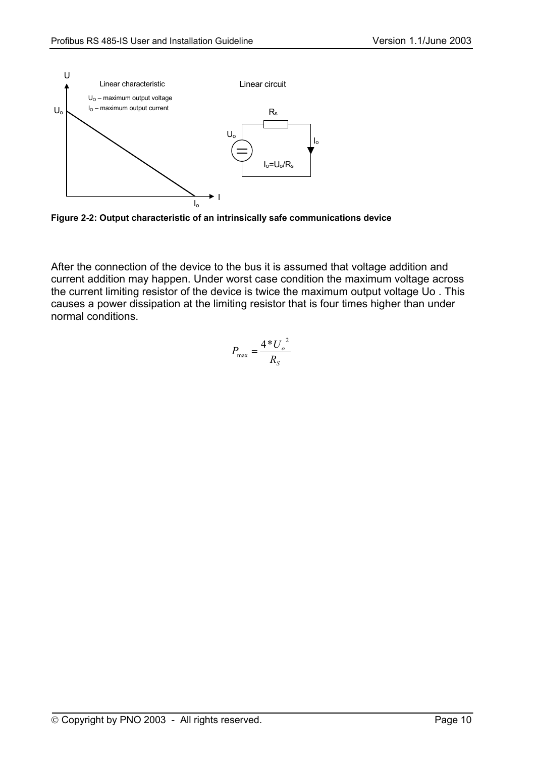Figure 2-2: Output characteristic of an intrinsically safe communications device

After the connection of the device to the bus it is assumed that voltage addition and current addition may happen. Under worst case condition the maximum voltage across the current limiting resistor of the device is twice the maximum output voltage Uo . This causes a power dissipation at the limiting resistor that is four times higher than under normal conditions.

$$P_{max} = \frac{4 * U_o^2}{R_S}$$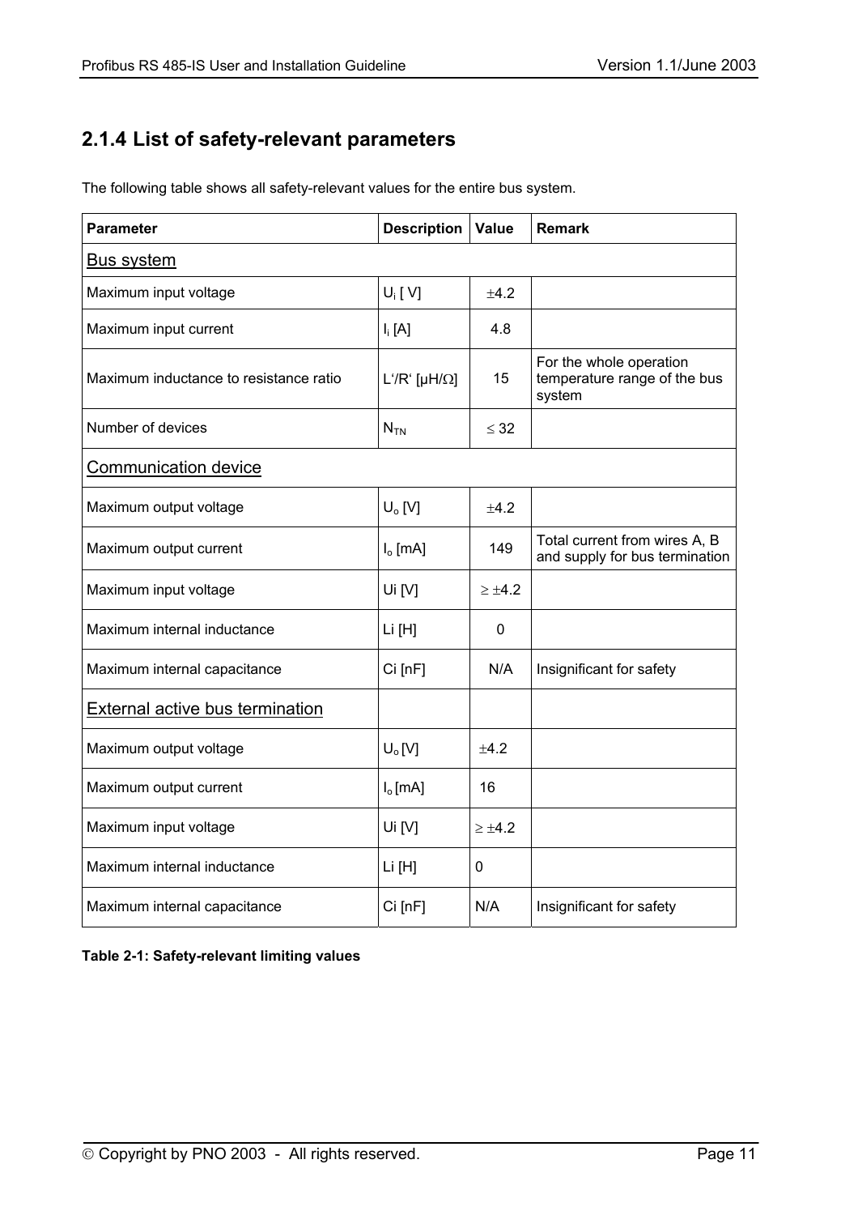## 2.1.4 List of safety-relevant parameters

The following table shows all safety-relevant values for the entire bus system.

| Parameter | Description | Value | Remark |
|---|---|---|---|
| Bus system | | | |
| Maximum input voltage | $U_i$ [ V] | ±4.2 | |
| Maximum input current | $I_i$ [A] | 4.8 | |
| Maximum inductance to resistance ratio | L'/R' [µH/Ω] | 15 | For the whole operation temperature range of the bus system |
| Number of devices | $N_{TN}$ | ≤ 32 | |
| Communication device | | | |
| Maximum output voltage | $U_o$ [V] | ±4.2 | |
| Maximum output current | $I_o$ [mA] | 149 | Total current from wires A, B and supply for bus termination |
| Maximum input voltage | Ui [V] | ≥ ±4.2 | |
| Maximum internal inductance | Li [H] | 0 | |
| Maximum internal capacitance | Ci [nF] | N/A | Insignificant for safety |
| External active bus termination | | | |
| Maximum output voltage | $U_o$ [V] | ±4.2 | |
| Maximum output current | $I_o$ [mA] | 16 | |
| Maximum input voltage | Ui [V] | ≥ ±4.2 | |
| Maximum internal inductance | Li [H] | 0 | |
| Maximum internal capacitance | Ci [nF] | N/A | Insignificant for safety |

**Table 2-1: Safety-relevant limiting values**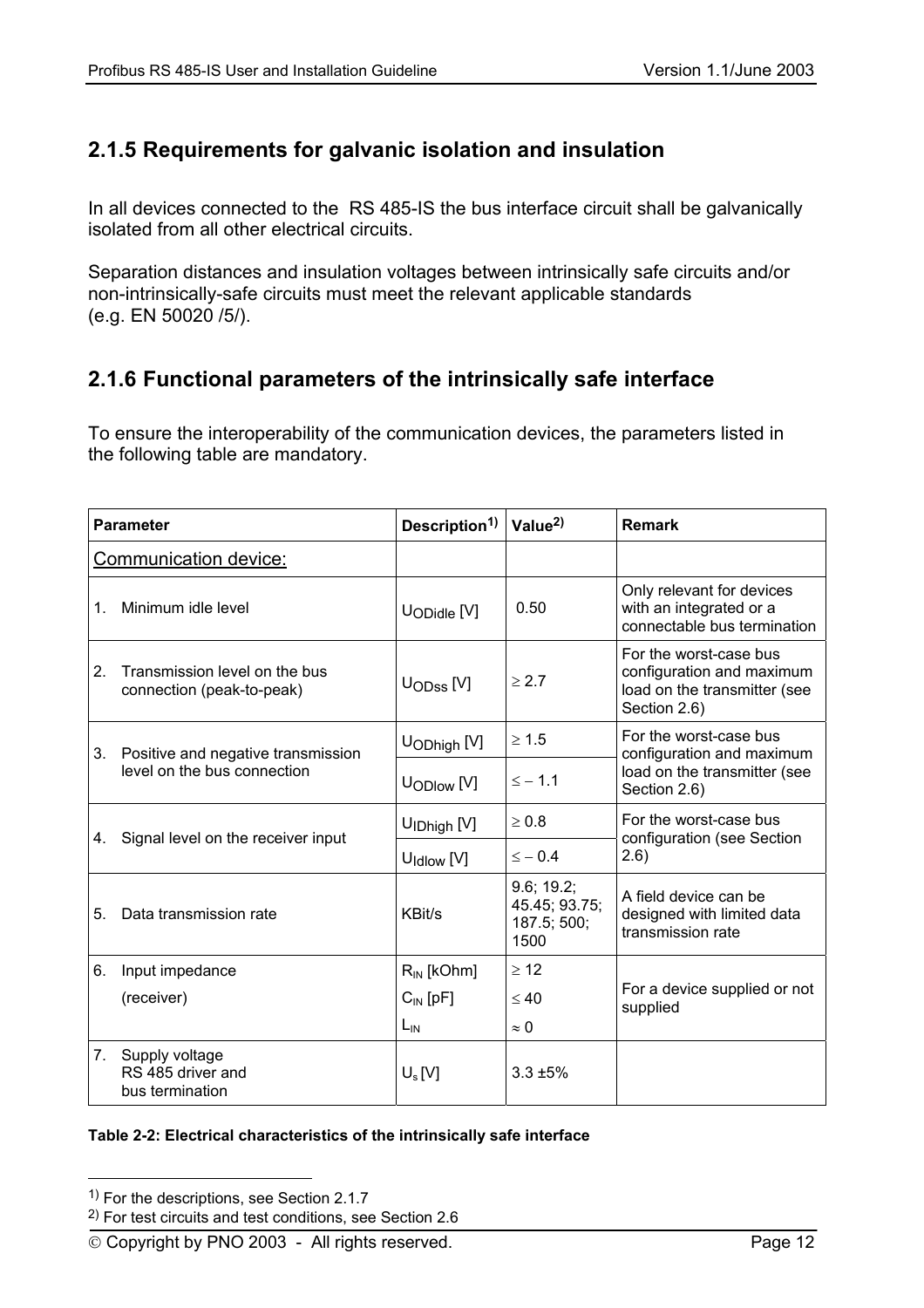## 2.1.5 Requirements for galvanic isolation and insulation

In all devices connected to the RS 485-IS the bus interface circuit shall be galvanically isolated from all other electrical circuits.

Separation distances and insulation voltages between intrinsically safe circuits and/or non-intrinsically-safe circuits must meet the relevant applicable standards (e.g. EN 50020 /5/).

## 2.1.6 Functional parameters of the intrinsically safe interface

To ensure the interoperability of the communication devices, the parameters listed in the following table are mandatory.

| Parameter | Description[1] | Value[2] | Remark |
|---|---|---|---|
| Communication device: | | | |
| 1. Minimum idle level | $U_{ODidle}$ [V] | 0.50 | Only relevant for devices with an integrated or a connectable bus termination |
| 2. Transmission level on the bus connection (peak-to-peak) | $U_{ODss}$ [V] | $\geq 2.7$ | For the worst-case bus configuration and maximum load on the transmitter (see Section 2.6) |
| 3. Positive and negative transmission level on the bus connection | $U_{ODhigh}$ [V] | $\geq 1.5$ | For the worst-case bus configuration and maximum load on the transmitter (see Section 2.6) |
| | $U_{ODlow}$ [V] | $\leq -1.1$ | |
| 4. Signal level on the receiver input | $U_{IDhigh}$ [V] | $\geq 0.8$ | For the worst-case bus configuration (see Section 2.6) |
| | $U_{Idlow}$ [V] | $\leq -0.4$ | |
| 5. Data transmission rate | KBit/s | 9.6; 19.2; 45.45; 93.75; 187.5; 500; 1500 | A field device can be designed with limited data transmission rate |
| 6. Input impedance (receiver) | $R_{IN}$ [kOhm] | $\geq 12$ | For a device supplied or not supplied |
| | $C_{IN}$ [pF] | $\leq 40$ | |
| | $L_{IN}$ | $\approx 0$ | |
| 7. Supply voltage RS 485 driver and bus termination | $U_s$ [V] | 3.3 ±5% | |

**Table 2-2: Electrical characteristics of the intrinsically safe interface**

---

[1] For the descriptions, see Section 2.1.7

[2] For test circuits and test conditions, see Section 2.6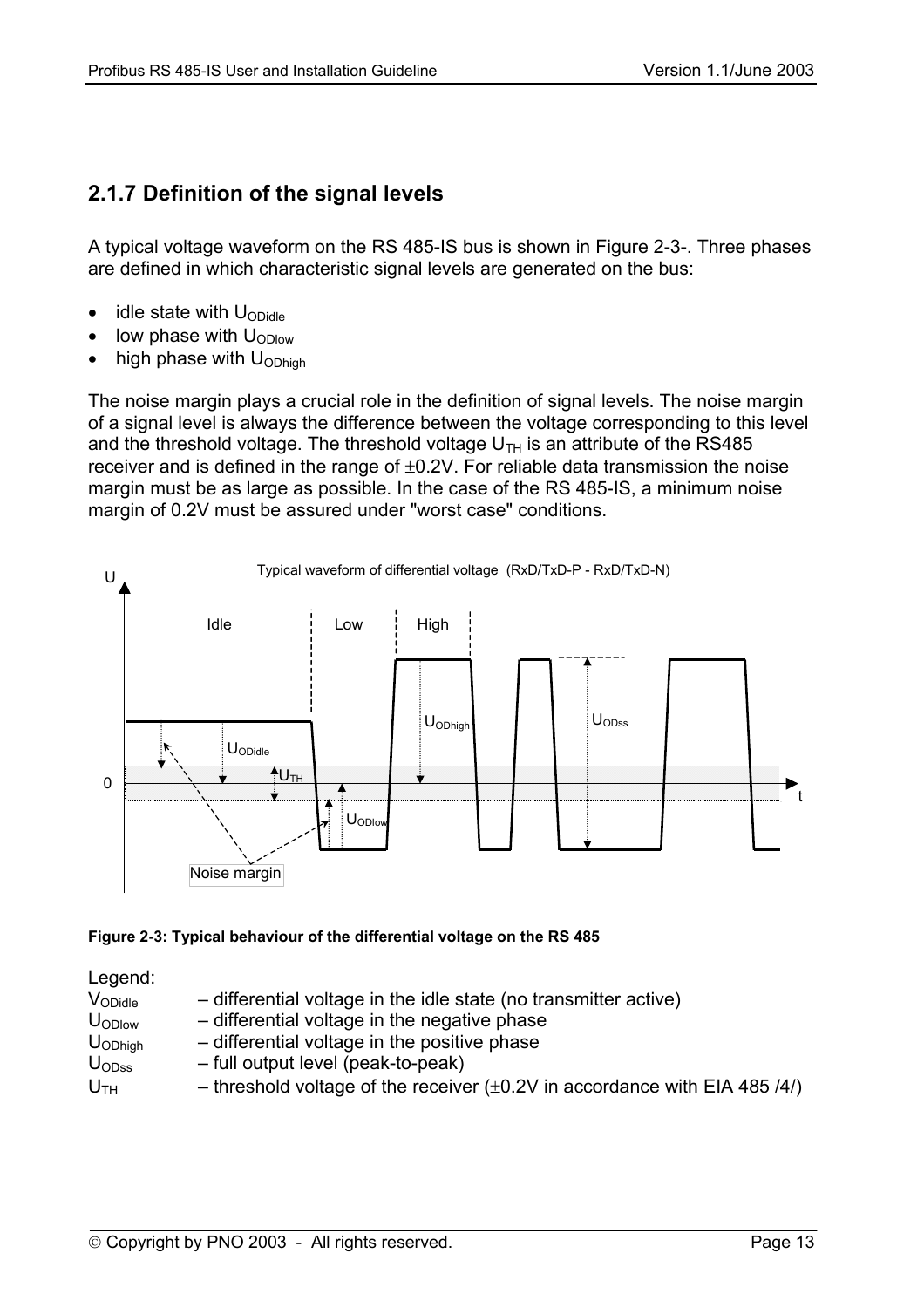## 2.1.7 Definition of the signal levels

A typical voltage waveform on the RS 485-IS bus is shown in Figure 2-3-. Three phases are defined in which characteristic signal levels are generated on the bus:

- idle state with $U_{ODidle}$
- low phase with $U_{ODlow}$
- high phase with $U_{ODhigh}$

The noise margin plays a crucial role in the definition of signal levels. The noise margin of a signal level is always the difference between the voltage corresponding to this level and the threshold voltage. The threshold voltage $U_{TH}$ is an attribute of the RS485 receiver and is defined in the range of ±0.2V. For reliable data transmission the noise margin must be as large as possible. In the case of the RS 485-IS, a minimum noise margin of 0.2V must be assured under "worst case" conditions.

**Figure 2-3: Typical behaviour of the differential voltage on the RS 485**

Legend:

| | |
|---|---|
| $V_{ODidle}$ | – differential voltage in the idle state (no transmitter active) |
| $U_{ODlow}$ | – differential voltage in the negative phase |
| $U_{ODhigh}$ | – differential voltage in the positive phase |
| $U_{ODss}$ | – full output level (peak-to-peak) |
| $U_{TH}$ | – threshold voltage of the receiver (±0.2V in accordance with EIA 485 /4/) |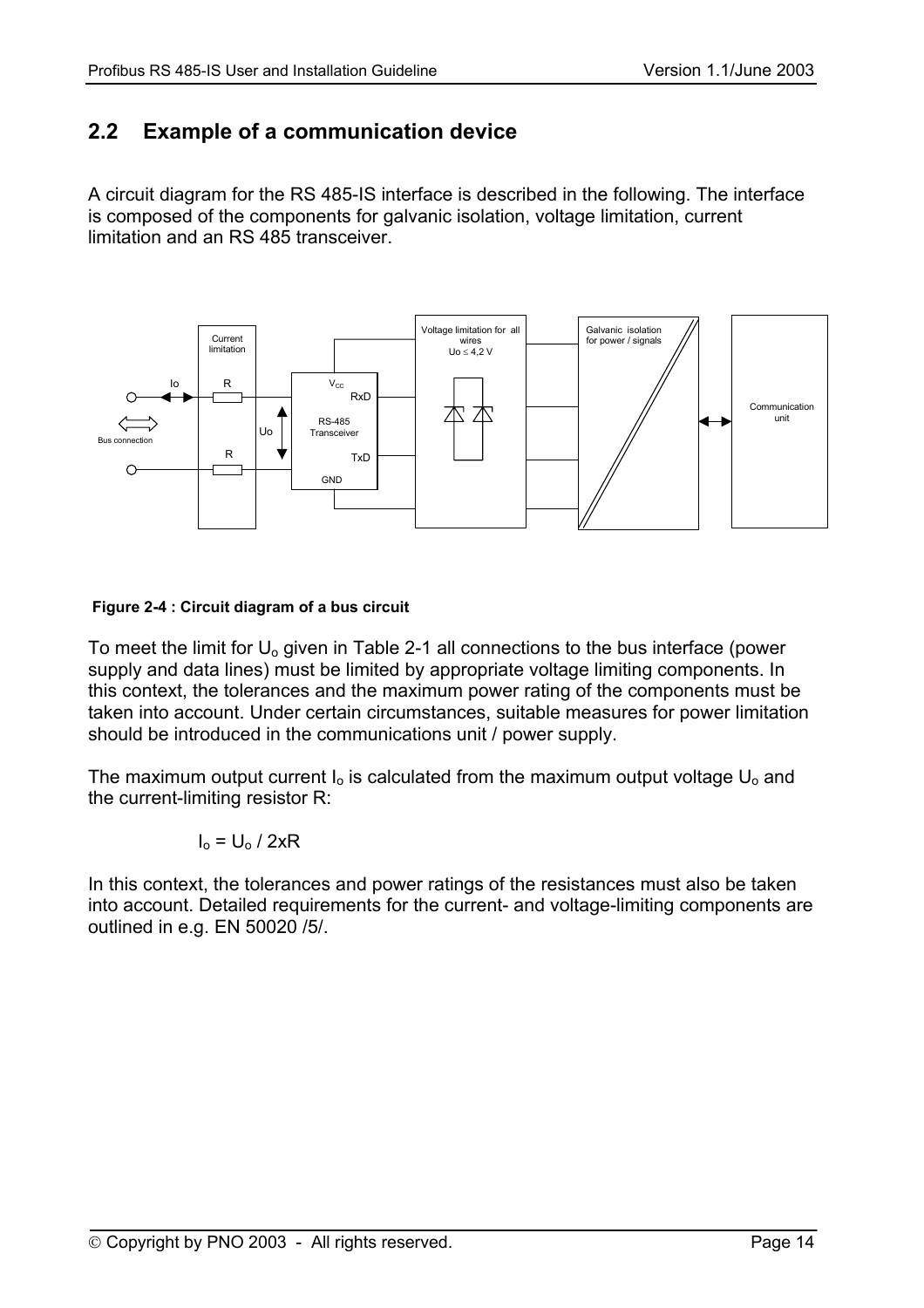## 2.2 Example of a communication device

A circuit diagram for the RS 485-IS interface is described in the following. The interface is composed of the components for galvanic isolation, voltage limitation, current limitation and an RS 485 transceiver.

**Figure 2-4 : Circuit diagram of a bus circuit**

To meet the limit for $U_o$ given in Table 2-1 all connections to the bus interface (power supply and data lines) must be limited by appropriate voltage limiting components. In this context, the tolerances and the maximum power rating of the components must be taken into account. Under certain circumstances, suitable measures for power limitation should be introduced in the communications unit / power supply.

The maximum output current $I_o$ is calculated from the maximum output voltage $U_o$ and the current-limiting resistor R:

$$I_o = U_o / 2xR$$

In this context, the tolerances and power ratings of the resistances must also be taken into account. Detailed requirements for the current- and voltage-limiting components are outlined in e.g. EN 50020 /5/.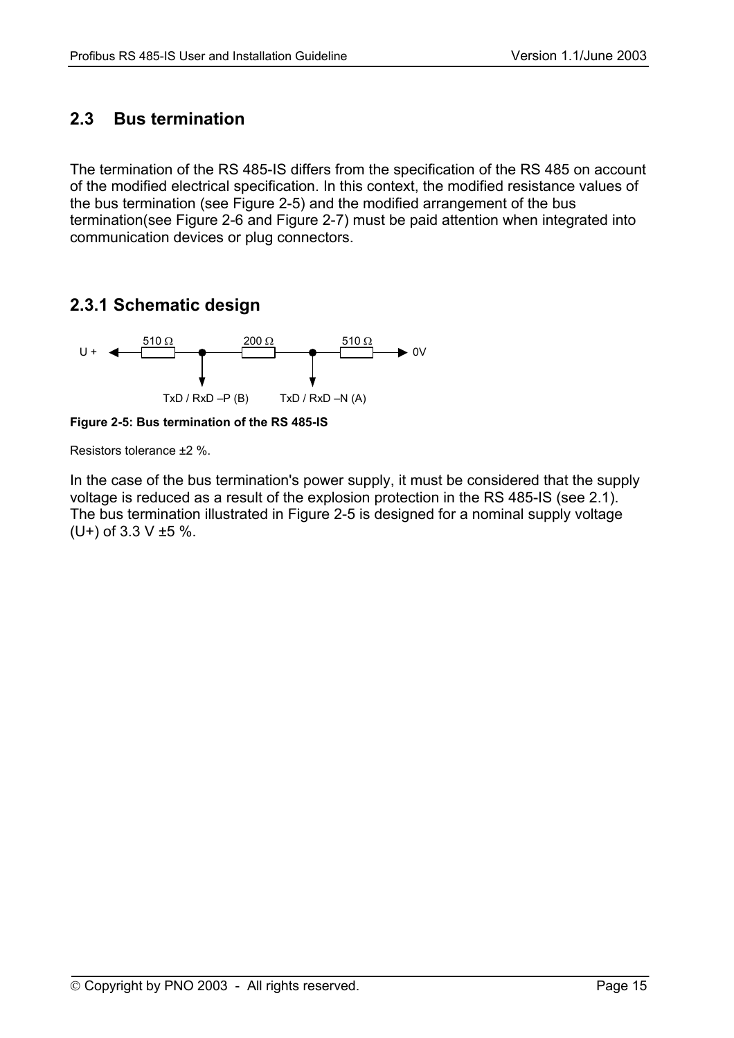## 2.3 Bus termination

The termination of the RS 485-IS differs from the specification of the RS 485 on account of the modified electrical specification. In this context, the modified resistance values of the bus termination (see Figure 2-5) and the modified arrangement of the bus termination(see Figure 2-6 and Figure 2-7) must be paid attention when integrated into communication devices or plug connectors.

### 2.3.1 Schematic design

U + — 510 Ω — • — 200 Ω — • — 510 Ω — 0V

TxD / RxD –P (B)    TxD / RxD –N (A)

**Figure 2-5: Bus termination of the RS 485-IS**

Resistors tolerance ±2 %.

In the case of the bus termination's power supply, it must be considered that the supply voltage is reduced as a result of the explosion protection in the RS 485-IS (see 2.1). The bus termination illustrated in Figure 2-5 is designed for a nominal supply voltage (U+) of 3.3 V ±5 %.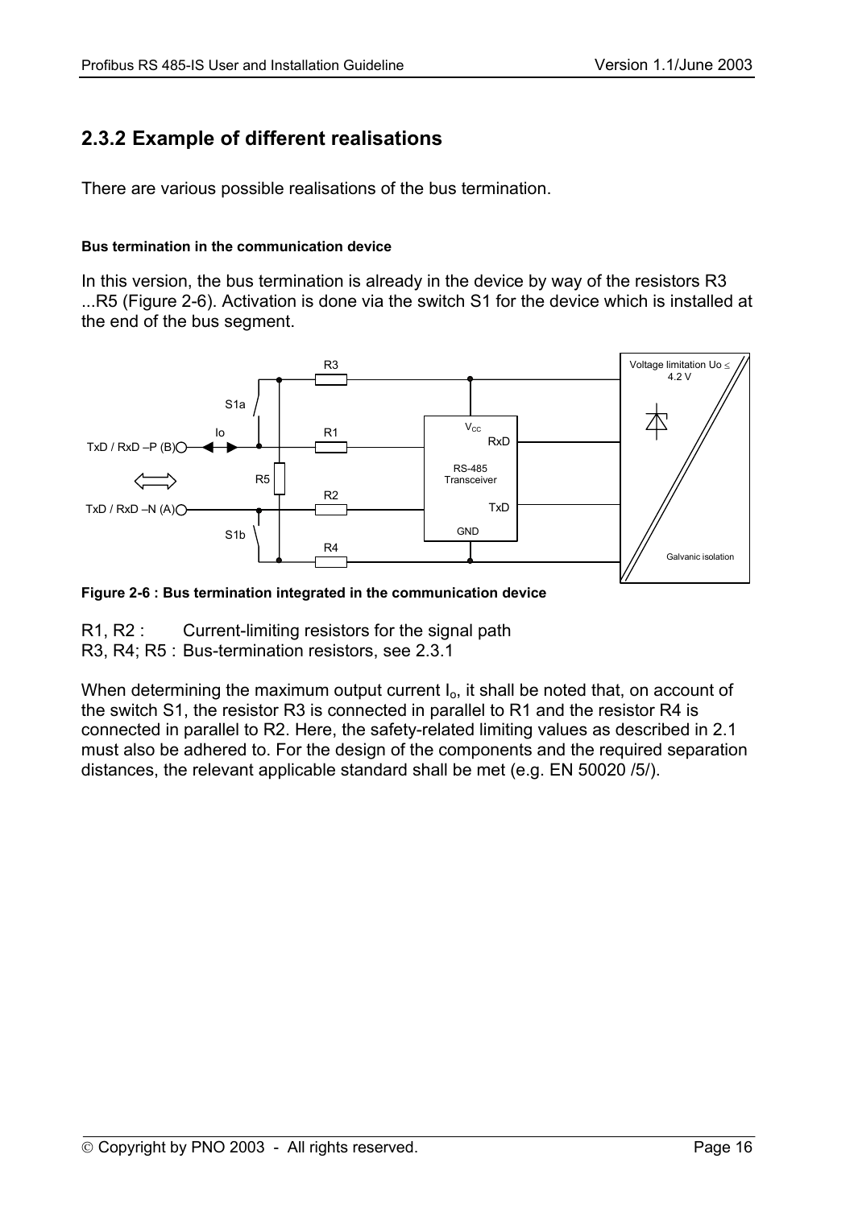## 2.3.2 Example of different realisations

There are various possible realisations of the bus termination.

#### Bus termination in the communication device

In this version, the bus termination is already in the device by way of the resistors R3 ...R5 (Figure 2-6). Activation is done via the switch S1 for the device which is installed at the end of the bus segment.

**Figure 2-6 : Bus termination integrated in the communication device**

R1, R2 : Current-limiting resistors for the signal path
R3, R4; R5 : Bus-termination resistors, see 2.3.1

When determining the maximum output current $I_o$, it shall be noted that, on account of the switch S1, the resistor R3 is connected in parallel to R1 and the resistor R4 is connected in parallel to R2. Here, the safety-related limiting values as described in 2.1 must also be adhered to. For the design of the components and the required separation distances, the relevant applicable standard shall be met (e.g. EN 50020 /5/).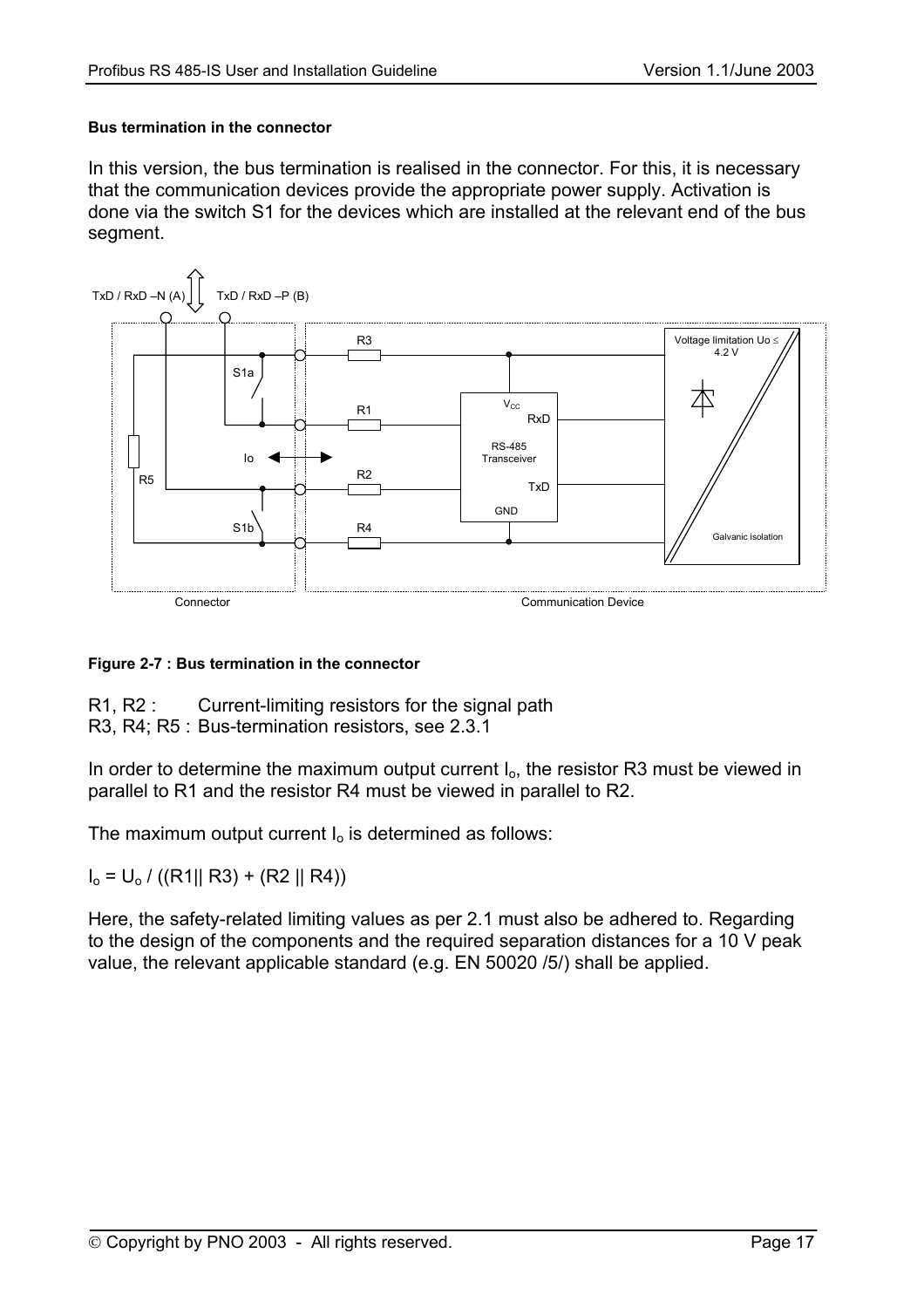#### Bus termination in the connector

In this version, the bus termination is realised in the connector. For this, it is necessary that the communication devices provide the appropriate power supply. Activation is done via the switch S1 for the devices which are installed at the relevant end of the bus segment.

**Figure 2-7 : Bus termination in the connector**

R1, R2 : Current-limiting resistors for the signal path
R3, R4; R5 : Bus-termination resistors, see 2.3.1

In order to determine the maximum output current $I_o$, the resistor R3 must be viewed in parallel to R1 and the resistor R4 must be viewed in parallel to R2.

The maximum output current $I_o$ is determined as follows:

$I_o = U_o / ((R1 || R3) + (R2 || R4))$

Here, the safety-related limiting values as per 2.1 must also be adhered to. Regarding to the design of the components and the required separation distances for a 10 V peak value, the relevant applicable standard (e.g. EN 50020 /5/) shall be applied.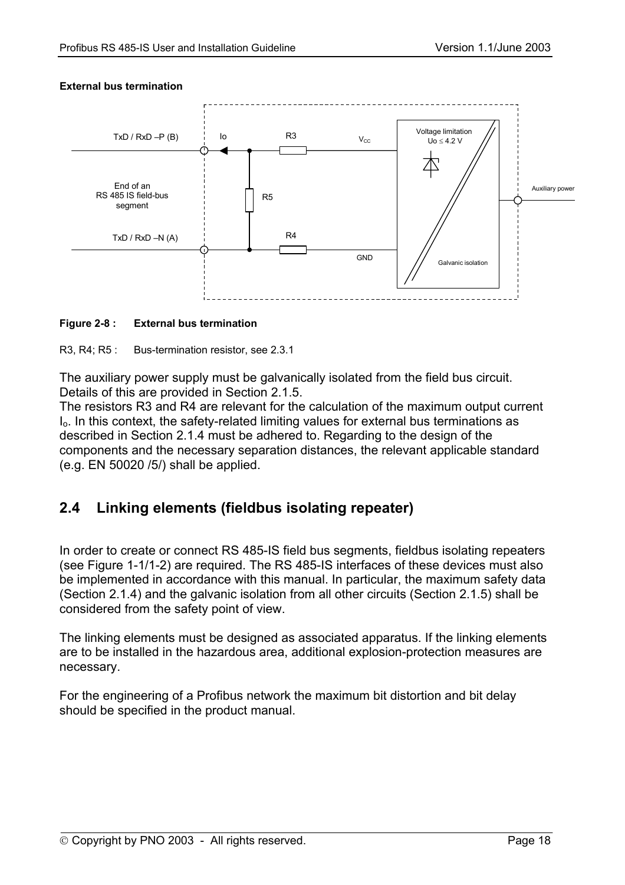**External bus termination**

**Figure 2-8 : External bus termination**

R3, R4; R5 : Bus-termination resistor, see 2.3.1

The auxiliary power supply must be galvanically isolated from the field bus circuit. Details of this are provided in Section 2.1.5.
The resistors R3 and R4 are relevant for the calculation of the maximum output current $I_o$. In this context, the safety-related limiting values for external bus terminations as described in Section 2.1.4 must be adhered to. Regarding to the design of the components and the necessary separation distances, the relevant applicable standard (e.g. EN 50020 /5/) shall be applied.

## 2.4 Linking elements (fieldbus isolating repeater)

In order to create or connect RS 485-IS field bus segments, fieldbus isolating repeaters (see Figure 1-1/1-2) are required. The RS 485-IS interfaces of these devices must also be implemented in accordance with this manual. In particular, the maximum safety data (Section 2.1.4) and the galvanic isolation from all other circuits (Section 2.1.5) shall be considered from the safety point of view.

The linking elements must be designed as associated apparatus. If the linking elements are to be installed in the hazardous area, additional explosion-protection measures are necessary.

For the engineering of a Profibus network the maximum bit distortion and bit delay should be specified in the product manual.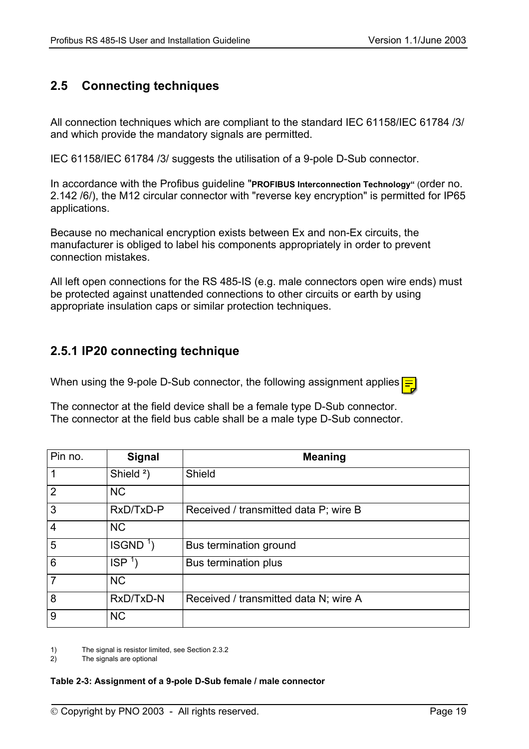## 2.5 Connecting techniques

All connection techniques which are compliant to the standard IEC 61158/IEC 61784 /3/ and which provide the mandatory signals are permitted.

IEC 61158/IEC 61784 /3/ suggests the utilisation of a 9-pole D-Sub connector.

In accordance with the Profibus guideline "**PROFIBUS Interconnection Technology**" (order no. 2.142 /6/), the M12 circular connector with "reverse key encryption" is permitted for IP65 applications.

Because no mechanical encryption exists between Ex and non-Ex circuits, the manufacturer is obliged to label his components appropriately in order to prevent connection mistakes.

All left open connections for the RS 485-IS (e.g. male connectors open wire ends) must be protected against unattended connections to other circuits or earth by using appropriate insulation caps or similar protection techniques.

### 2.5.1 IP20 connecting technique

When using the 9-pole D-Sub connector, the following assignment applies

The connector at the field device shall be a female type D-Sub connector.
The connector at the field bus cable shall be a male type D-Sub connector.

| Pin no. | **Signal** | **Meaning** |
|---|---|---|
| 1 | Shield ²) | Shield |
| 2 | NC | |
| 3 | RxD/TxD-P | Received / transmitted data P; wire B |
| 4 | NC | |
| 5 | ISGND ¹) | Bus termination ground |
| 6 | ISP ¹) | Bus termination plus |
| 7 | NC | |
| 8 | RxD/TxD-N | Received / transmitted data N; wire A |
| 9 | NC | |

1) The signal is resistor limited, see Section 2.3.2
2) The signals are optional

**Table 2-3: Assignment of a 9-pole D-Sub female / male connector**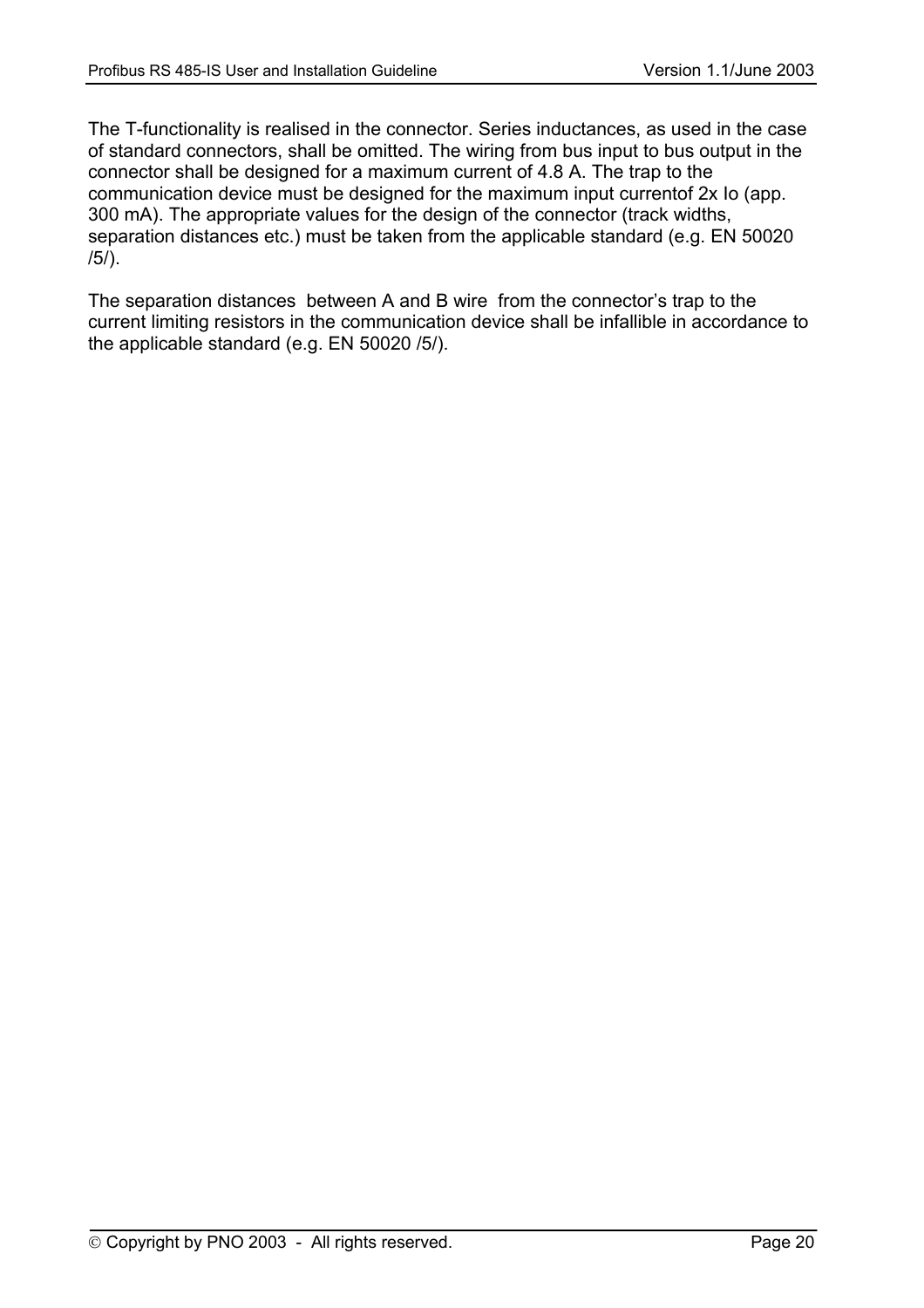The T-functionality is realised in the connector. Series inductances, as used in the case of standard connectors, shall be omitted. The wiring from bus input to bus output in the connector shall be designed for a maximum current of 4.8 A. The trap to the communication device must be designed for the maximum input currentof 2x Io (app. 300 mA). The appropriate values for the design of the connector (track widths, separation distances etc.) must be taken from the applicable standard (e.g. EN 50020 /5/).

The separation distances between A and B wire from the connector's trap to the current limiting resistors in the communication device shall be infallible in accordance to the applicable standard (e.g. EN 50020 /5/).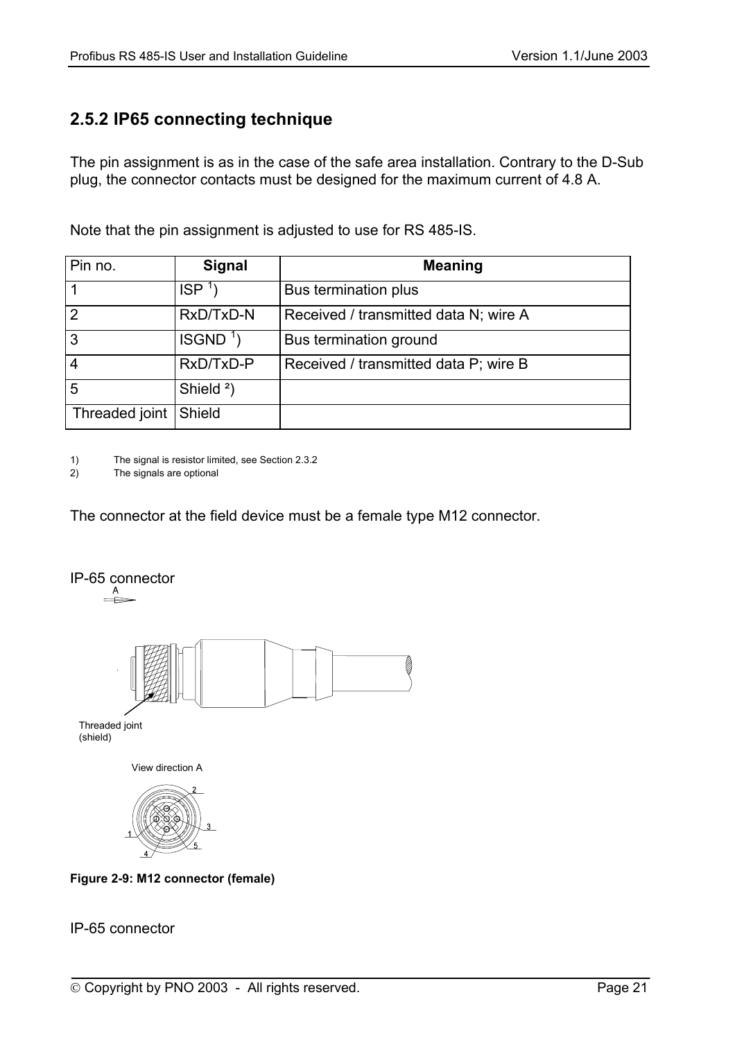## 2.5.2 IP65 connecting technique

The pin assignment is as in the case of the safe area installation. Contrary to the D-Sub plug, the connector contacts must be designed for the maximum current of 4.8 A.

Note that the pin assignment is adjusted to use for RS 485-IS.

| Pin no. | Signal | Meaning |
|---|---|---|
| 1 | ISP [1]) | Bus termination plus |
| 2 | RxD/TxD-N | Received / transmitted data N; wire A |
| 3 | ISGND [1]) | Bus termination ground |
| 4 | RxD/TxD-P | Received / transmitted data P; wire B |
| 5 | Shield ²) | |
| Threaded joint | Shield | |

1) The signal is resistor limited, see Section 2.3.2
2) The signals are optional

The connector at the field device must be a female type M12 connector.

IP-65 connector

A

Threaded joint (shield)

View direction A

1 2 3 4 5

**Figure 2-9: M12 connector (female)**

IP-65 connector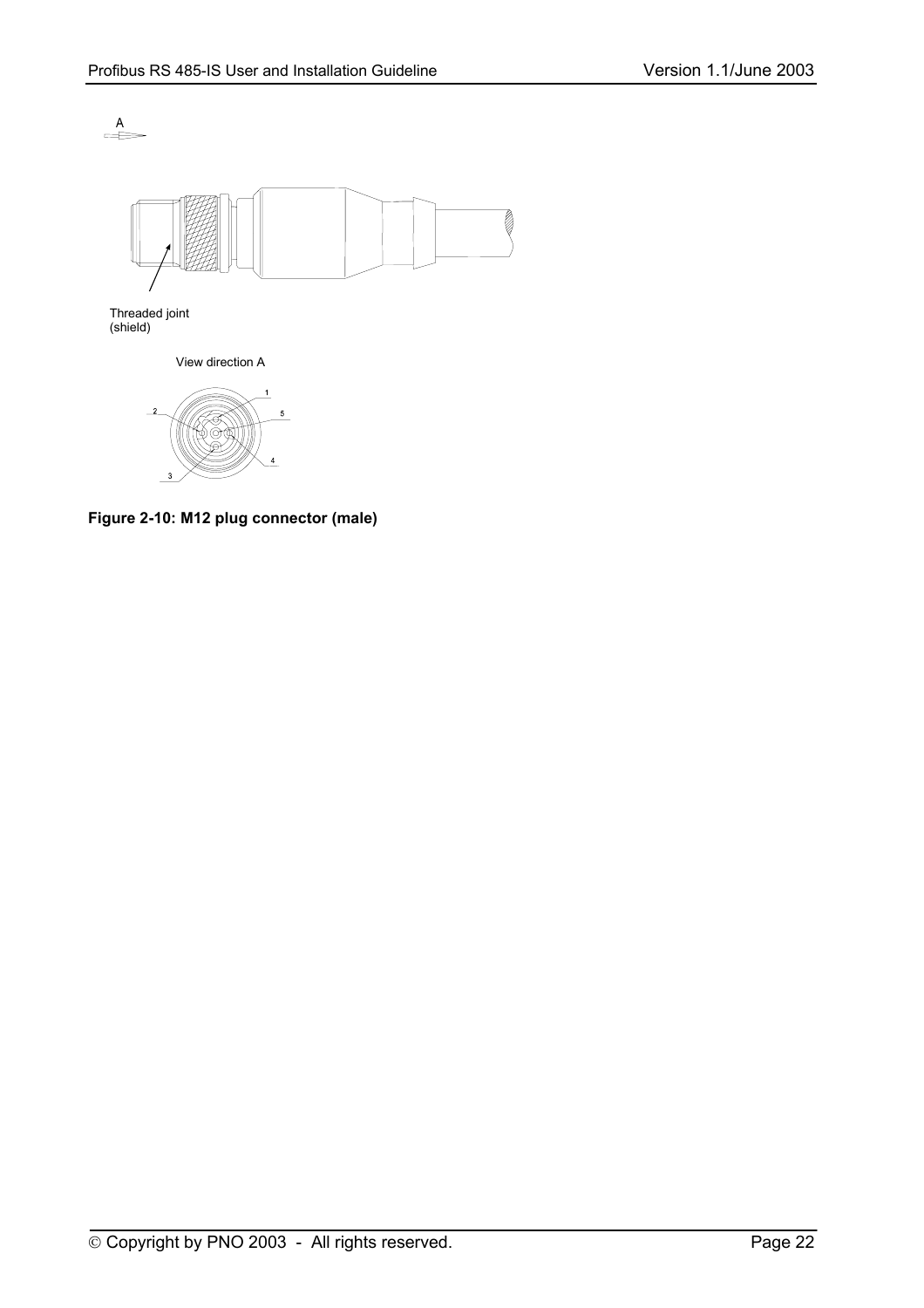A

Threaded joint
(shield)

View direction A

**Figure 2-10: M12 plug connector (male)**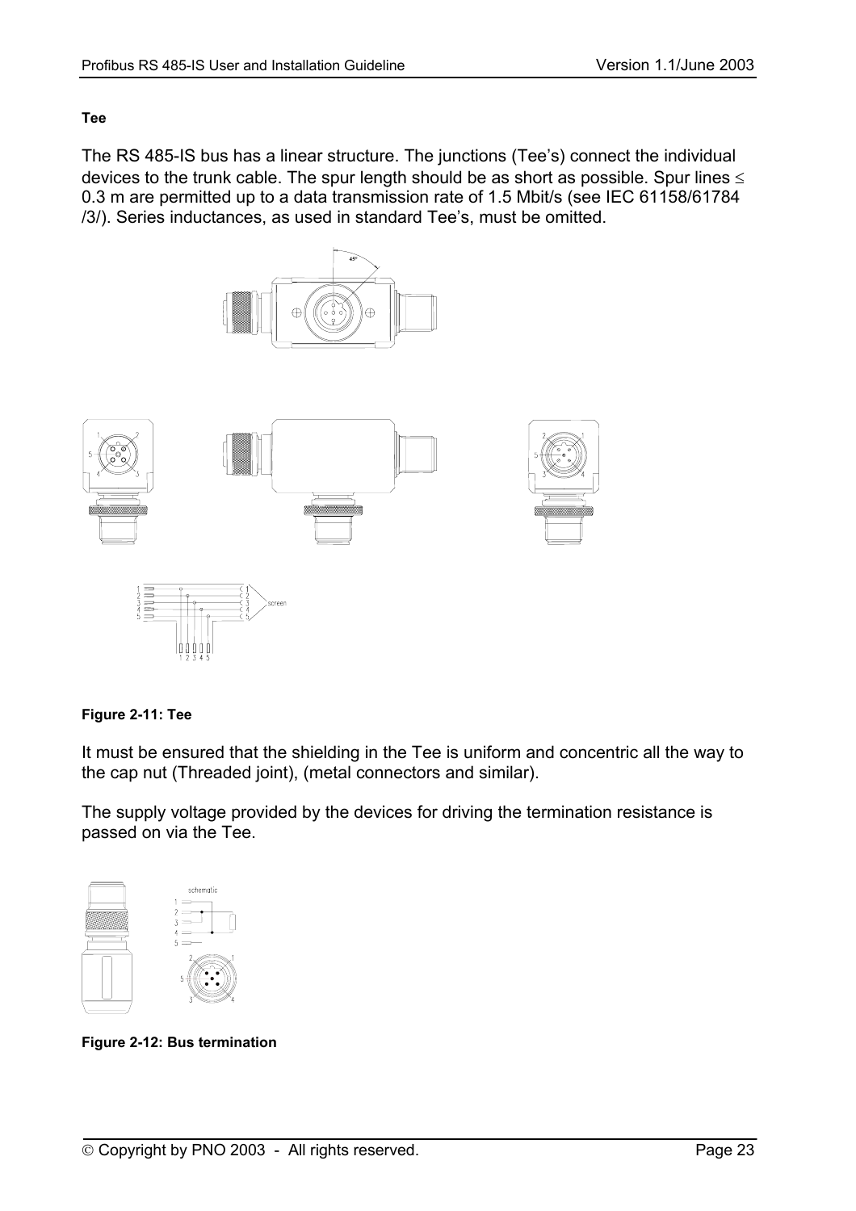#### Tee

The RS 485-IS bus has a linear structure. The junctions (Tee's) connect the individual devices to the trunk cable. The spur length should be as short as possible. Spur lines ≤ 0.3 m are permitted up to a data transmission rate of 1.5 Mbit/s (see IEC 61158/61784 /3/). Series inductances, as used in standard Tee's, must be omitted.

**Figure 2-11: Tee**

It must be ensured that the shielding in the Tee is uniform and concentric all the way to the cap nut (Threaded joint), (metal connectors and similar).

The supply voltage provided by the devices for driving the termination resistance is passed on via the Tee.

**Figure 2-12: Bus termination**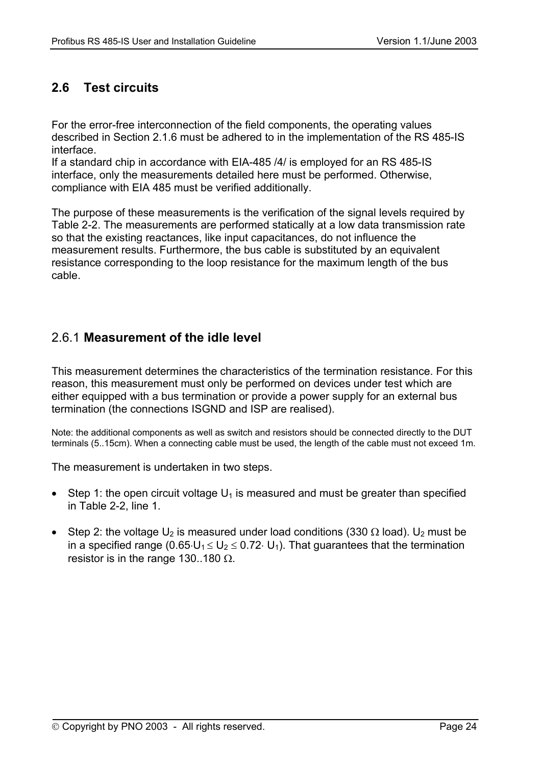## 2.6 Test circuits

For the error-free interconnection of the field components, the operating values described in Section 2.1.6 must be adhered to in the implementation of the RS 485-IS interface.
If a standard chip in accordance with EIA-485 /4/ is employed for an RS 485-IS interface, only the measurements detailed here must be performed. Otherwise, compliance with EIA 485 must be verified additionally.

The purpose of these measurements is the verification of the signal levels required by Table 2-2. The measurements are performed statically at a low data transmission rate so that the existing reactances, like input capacitances, do not influence the measurement results. Furthermore, the bus cable is substituted by an equivalent resistance corresponding to the loop resistance for the maximum length of the bus cable.

### 2.6.1 **Measurement of the idle level**

This measurement determines the characteristics of the termination resistance. For this reason, this measurement must only be performed on devices under test which are either equipped with a bus termination or provide a power supply for an external bus termination (the connections ISGND and ISP are realised).

Note: the additional components as well as switch and resistors should be connected directly to the DUT terminals (5..15cm). When a connecting cable must be used, the length of the cable must not exceed 1m.

The measurement is undertaken in two steps.

- Step 1: the open circuit voltage $U_1$ is measured and must be greater than specified in Table 2-2, line 1.
- Step 2: the voltage $U_2$ is measured under load conditions (330 Ω load). $U_2$ must be in a specified range ($0.65 \cdot U_1 \leq U_2 \leq 0.72 \cdot U_1$). That guarantees that the termination resistor is in the range 130..180 Ω.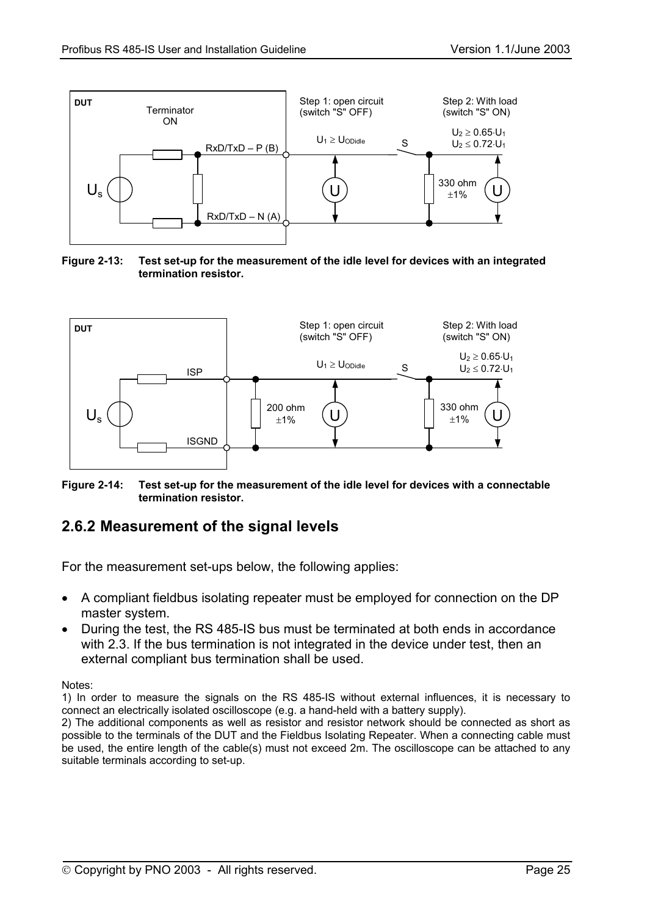Figure 2-13: Test set-up for the measurement of the idle level for devices with an integrated termination resistor.

Figure 2-14: Test set-up for the measurement of the idle level for devices with a connectable termination resistor.

## 2.6.2 Measurement of the signal levels

For the measurement set-ups below, the following applies:

- A compliant fieldbus isolating repeater must be employed for connection on the DP master system.
- During the test, the RS 485-IS bus must be terminated at both ends in accordance with 2.3. If the bus termination is not integrated in the device under test, then an external compliant bus termination shall be used.

Notes:

1) In order to measure the signals on the RS 485-IS without external influences, it is necessary to connect an electrically isolated oscilloscope (e.g. a hand-held with a battery supply).

2) The additional components as well as resistor and resistor network should be connected as short as possible to the terminals of the DUT and the Fieldbus Isolating Repeater. When a connecting cable must be used, the entire length of the cable(s) must not exceed 2m. The oscilloscope can be attached to any suitable terminals according to set-up.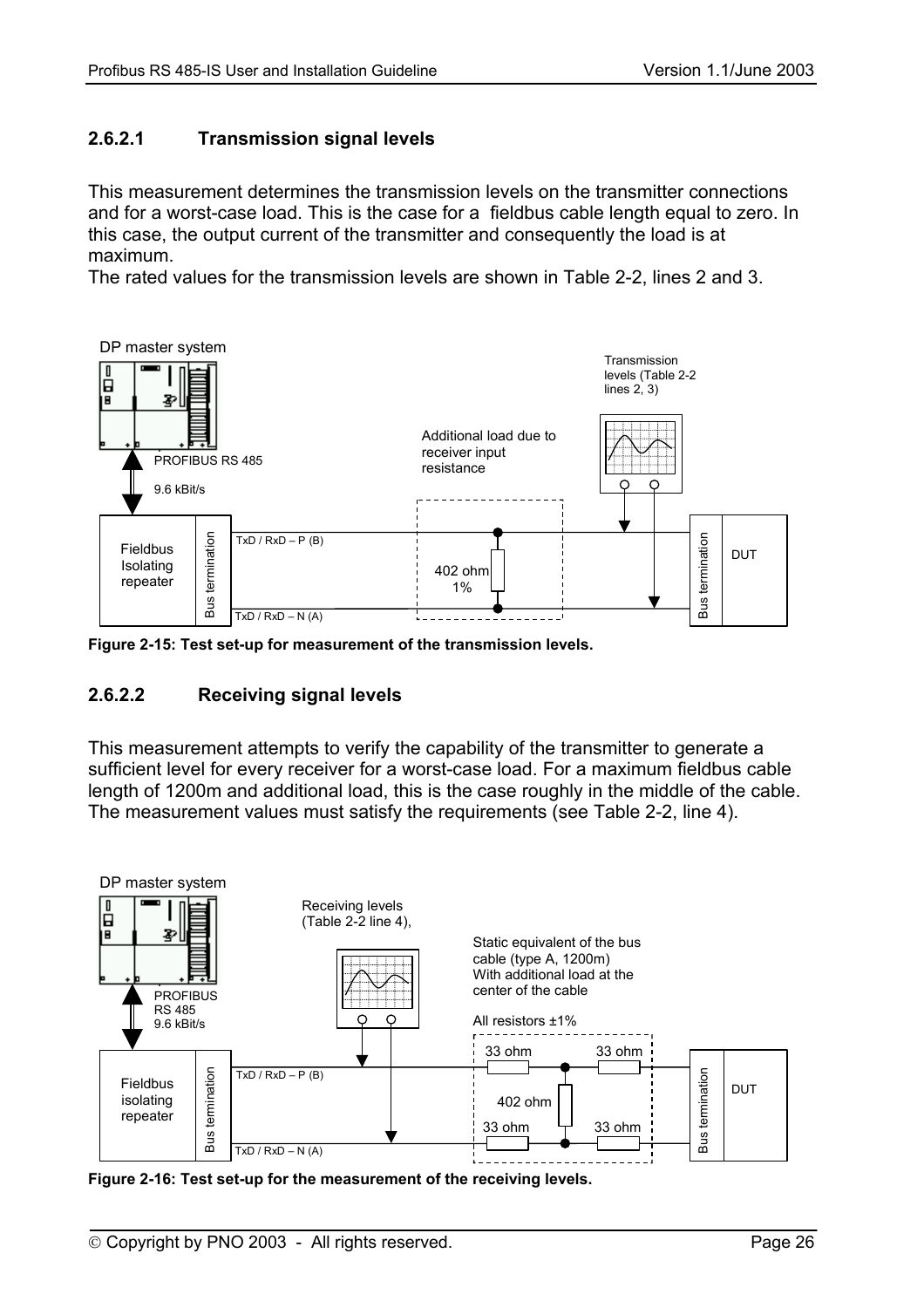### 2.6.2.1 Transmission signal levels

This measurement determines the transmission levels on the transmitter connections and for a worst-case load. This is the case for a fieldbus cable length equal to zero. In this case, the output current of the transmitter and consequently the load is at maximum.
The rated values for the transmission levels are shown in Table 2-2, lines 2 and 3.

DP master system

PROFIBUS RS 485

9.6 kBit/s

Fieldbus Isolating repeater

Bus termination

TxD / RxD – P (B)

TxD / RxD – N (A)

Additional load due to receiver input resistance

402 ohm 1%

Transmission levels (Table 2-2 lines 2, 3)

Bus termination

DUT

**Figure 2-15: Test set-up for measurement of the transmission levels.**

### 2.6.2.2 Receiving signal levels

This measurement attempts to verify the capability of the transmitter to generate a sufficient level for every receiver for a worst-case load. For a maximum fieldbus cable length of 1200m and additional load, this is the case roughly in the middle of the cable. The measurement values must satisfy the requirements (see Table 2-2, line 4).

DP master system

PROFIBUS RS 485 9.6 kBit/s

Fieldbus isolating repeater

Bus termination

TxD / RxD – P (B)

TxD / RxD – N (A)

Receiving levels (Table 2-2 line 4),

Static equivalent of the bus cable (type A, 1200m) With additional load at the center of the cable

All resistors ±1%

33 ohm 33 ohm

402 ohm

33 ohm 33 ohm

Bus termination

DUT

**Figure 2-16: Test set-up for the measurement of the receiving levels.**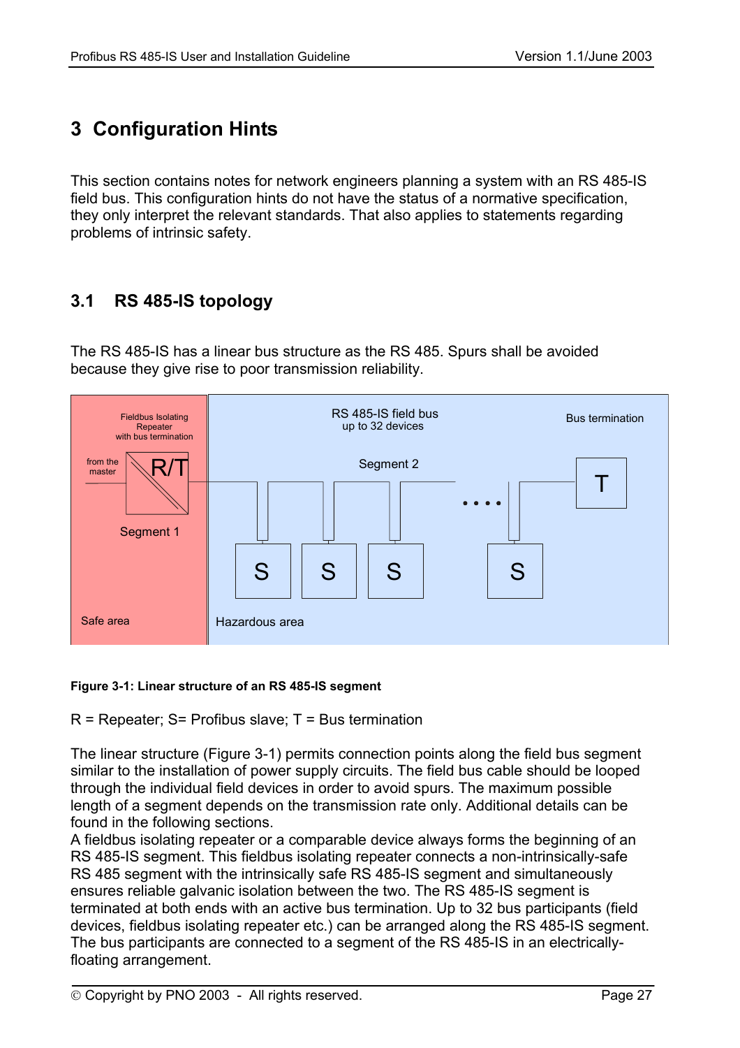// Markdown of page 27 follows.
# 3 Configuration Hints

This section contains notes for network engineers planning a system with an RS 485-IS field bus. This configuration hints do not have the status of a normative specification, they only interpret the relevant standards. That also applies to statements regarding problems of intrinsic safety.

## 3.1 RS 485-IS topology

The RS 485-IS has a linear bus structure as the RS 485. Spurs shall be avoided because they give rise to poor transmission reliability.

Fieldbus Isolating Repeater with bus termination

from the master

R/T

Segment 1

Safe area

RS 485-IS field bus up to 32 devices

Segment 2

Bus termination

T

S S S .... S

Hazardous area

**Figure 3-1: Linear structure of an RS 485-IS segment**

R = Repeater; S= Profibus slave; T = Bus termination

The linear structure (Figure 3-1) permits connection points along the field bus segment similar to the installation of power supply circuits. The field bus cable should be looped through the individual field devices in order to avoid spurs. The maximum possible length of a segment depends on the transmission rate only. Additional details can be found in the following sections.

A fieldbus isolating repeater or a comparable device always forms the beginning of an RS 485-IS segment. This fieldbus isolating repeater connects a non-intrinsically-safe RS 485 segment with the intrinsically safe RS 485-IS segment and simultaneously ensures reliable galvanic isolation between the two. The RS 485-IS segment is terminated at both ends with an active bus termination. Up to 32 bus participants (field devices, fieldbus isolating repeater etc.) can be arranged along the RS 485-IS segment. The bus participants are connected to a segment of the RS 485-IS in an electrically-floating arrangement.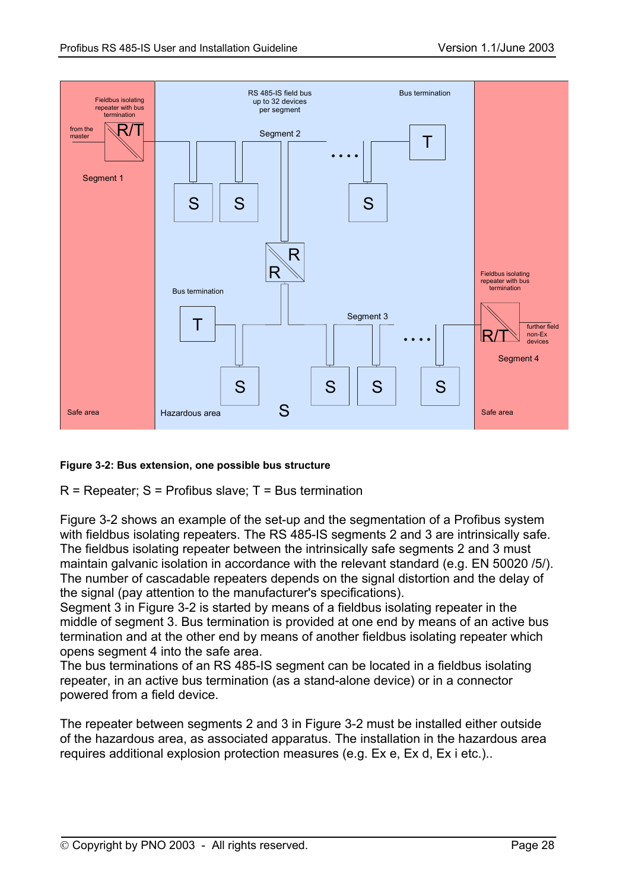**Figure 3-2: Bus extension, one possible bus structure**

R = Repeater; S = Profibus slave; T = Bus termination

Figure 3-2 shows an example of the set-up and the segmentation of a Profibus system with fieldbus isolating repeaters. The RS 485-IS segments 2 and 3 are intrinsically safe. The fieldbus isolating repeater between the intrinsically safe segments 2 and 3 must maintain galvanic isolation in accordance with the relevant standard (e.g. EN 50020 /5/). The number of cascadable repeaters depends on the signal distortion and the delay of the signal (pay attention to the manufacturer's specifications).
Segment 3 in Figure 3-2 is started by means of a fieldbus isolating repeater in the middle of segment 3. Bus termination is provided at one end by means of an active bus termination and at the other end by means of another fieldbus isolating repeater which opens segment 4 into the safe area.
The bus terminations of an RS 485-IS segment can be located in a fieldbus isolating repeater, in an active bus termination (as a stand-alone device) or in a connector powered from a field device.

The repeater between segments 2 and 3 in Figure 3-2 must be installed either outside of the hazardous area, as associated apparatus. The installation in the hazardous area requires additional explosion protection measures (e.g. Ex e, Ex d, Ex i etc.)..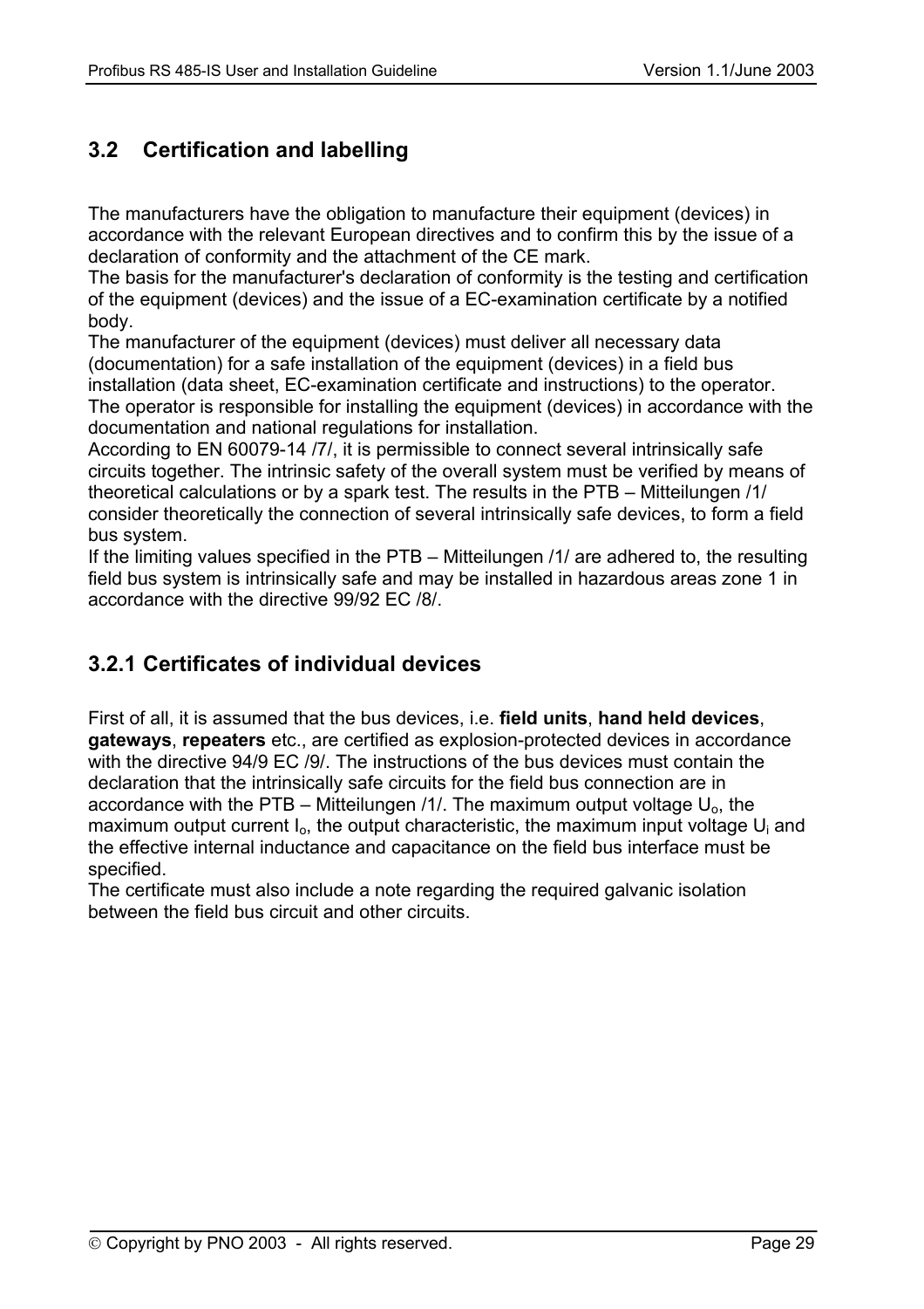## 3.2 Certification and labelling

The manufacturers have the obligation to manufacture their equipment (devices) in accordance with the relevant European directives and to confirm this by the issue of a declaration of conformity and the attachment of the CE mark.
The basis for the manufacturer's declaration of conformity is the testing and certification of the equipment (devices) and the issue of a EC-examination certificate by a notified body.
The manufacturer of the equipment (devices) must deliver all necessary data (documentation) for a safe installation of the equipment (devices) in a field bus installation (data sheet, EC-examination certificate and instructions) to the operator.
The operator is responsible for installing the equipment (devices) in accordance with the documentation and national regulations for installation.
According to EN 60079-14 /7/, it is permissible to connect several intrinsically safe circuits together. The intrinsic safety of the overall system must be verified by means of theoretical calculations or by a spark test. The results in the PTB – Mitteilungen /1/ consider theoretically the connection of several intrinsically safe devices, to form a field bus system.
If the limiting values specified in the PTB – Mitteilungen /1/ are adhered to, the resulting field bus system is intrinsically safe and may be installed in hazardous areas zone 1 in accordance with the directive 99/92 EC /8/.

### 3.2.1 Certificates of individual devices

First of all, it is assumed that the bus devices, i.e. **field units**, **hand held devices**, **gateways**, **repeaters** etc., are certified as explosion-protected devices in accordance with the directive 94/9 EC /9/. The instructions of the bus devices must contain the declaration that the intrinsically safe circuits for the field bus connection are in accordance with the PTB – Mitteilungen /1/. The maximum output voltage $U_o$, the maximum output current $I_o$, the output characteristic, the maximum input voltage $U_i$ and the effective internal inductance and capacitance on the field bus interface must be specified.
The certificate must also include a note regarding the required galvanic isolation between the field bus circuit and other circuits.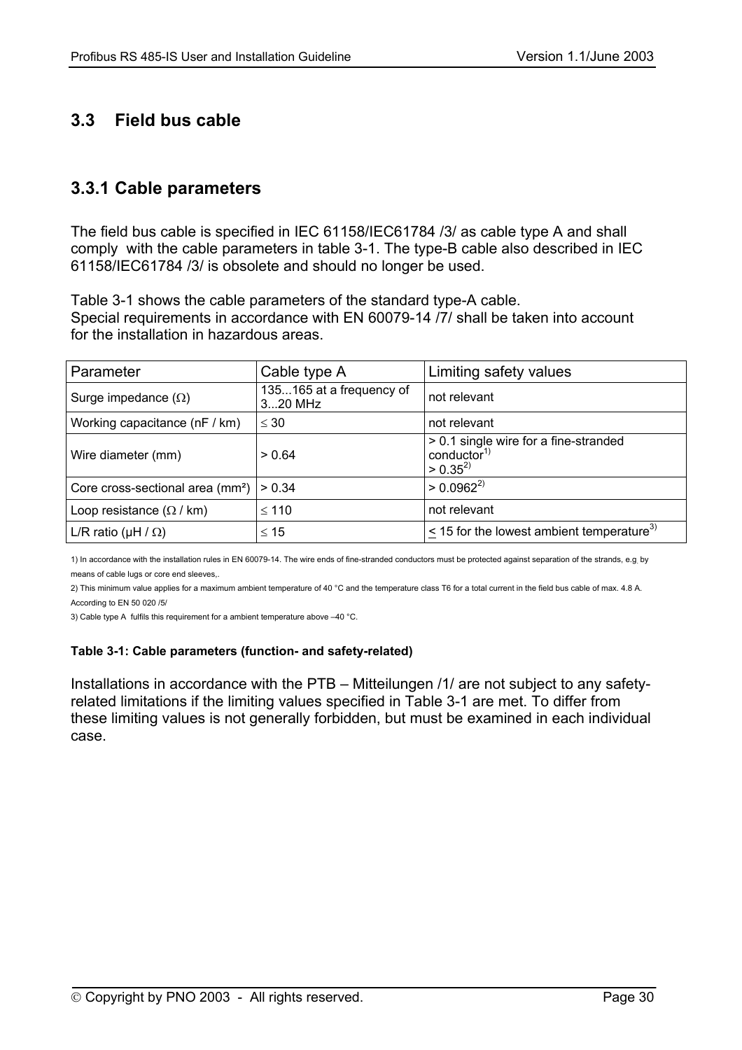## 3.3 Field bus cable

### 3.3.1 Cable parameters

The field bus cable is specified in IEC 61158/IEC61784 /3/ as cable type A and shall comply with the cable parameters in table 3-1. The type-B cable also described in IEC 61158/IEC61784 /3/ is obsolete and should no longer be used.

Table 3-1 shows the cable parameters of the standard type-A cable.
Special requirements in accordance with EN 60079-14 /7/ shall be taken into account for the installation in hazardous areas.

| Parameter | Cable type A | Limiting safety values |
|---|---|---|
| Surge impedance (Ω) | 135...165 at a frequency of 3...20 MHz | not relevant |
| Working capacitance (nF / km) | ≤ 30 | not relevant |
| Wire diameter (mm) | > 0.64 | > 0.1 single wire for a fine-stranded conductor[1)]<br>> 0.35[2)] |
| Core cross-sectional area (mm²) | > 0.34 | > 0.0962[2)] |
| Loop resistance (Ω / km) | ≤ 110 | not relevant |
| L/R ratio (µH / Ω) | ≤ 15 | ≤ 15 for the lowest ambient temperature[3)] |

1) In accordance with the installation rules in EN 60079-14. The wire ends of fine-stranded conductors must be protected against separation of the strands, e.g. by means of cable lugs or core end sleeves,.

2) This minimum value applies for a maximum ambient temperature of 40 °C and the temperature class T6 for a total current in the field bus cable of max. 4.8 A. According to EN 50 020 /5/

3) Cable type A fulfils this requirement for a ambient temperature above –40 °C.

**Table 3-1: Cable parameters (function- and safety-related)**

Installations in accordance with the PTB – Mitteilungen /1/ are not subject to any safety-related limitations if the limiting values specified in Table 3-1 are met. To differ from these limiting values is not generally forbidden, but must be examined in each individual case.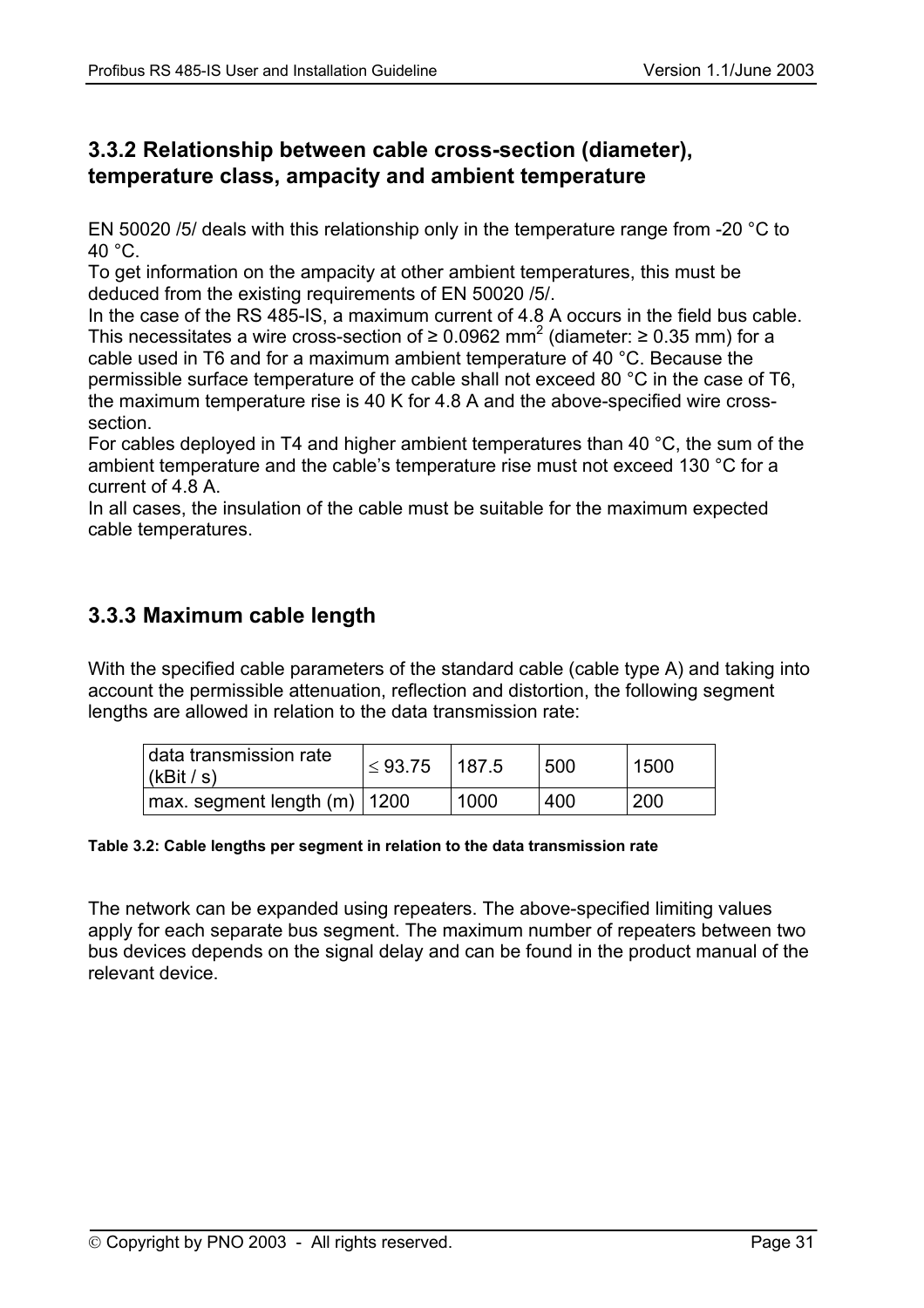### 3.3.2 Relationship between cable cross-section (diameter), temperature class, ampacity and ambient temperature

EN 50020 /5/ deals with this relationship only in the temperature range from -20 °C to 40 °C.
To get information on the ampacity at other ambient temperatures, this must be deduced from the existing requirements of EN 50020 /5/.
In the case of the RS 485-IS, a maximum current of 4.8 A occurs in the field bus cable. This necessitates a wire cross-section of ≥ 0.0962 $mm^2$ (diameter: ≥ 0.35 mm) for a cable used in T6 and for a maximum ambient temperature of 40 °C. Because the permissible surface temperature of the cable shall not exceed 80 °C in the case of T6, the maximum temperature rise is 40 K for 4.8 A and the above-specified wire cross-section.
For cables deployed in T4 and higher ambient temperatures than 40 °C, the sum of the ambient temperature and the cable's temperature rise must not exceed 130 °C for a current of 4.8 A.
In all cases, the insulation of the cable must be suitable for the maximum expected cable temperatures.

### 3.3.3 Maximum cable length

With the specified cable parameters of the standard cable (cable type A) and taking into account the permissible attenuation, reflection and distortion, the following segment lengths are allowed in relation to the data transmission rate:

| data transmission rate (kBit / s) | ≤ 93.75 | 187.5 | 500 | 1500 |
|---|---|---|---|---|
| max. segment length (m) | 1200 | 1000 | 400 | 200 |

**Table 3.2: Cable lengths per segment in relation to the data transmission rate**

The network can be expanded using repeaters. The above-specified limiting values apply for each separate bus segment. The maximum number of repeaters between two bus devices depends on the signal delay and can be found in the product manual of the relevant device.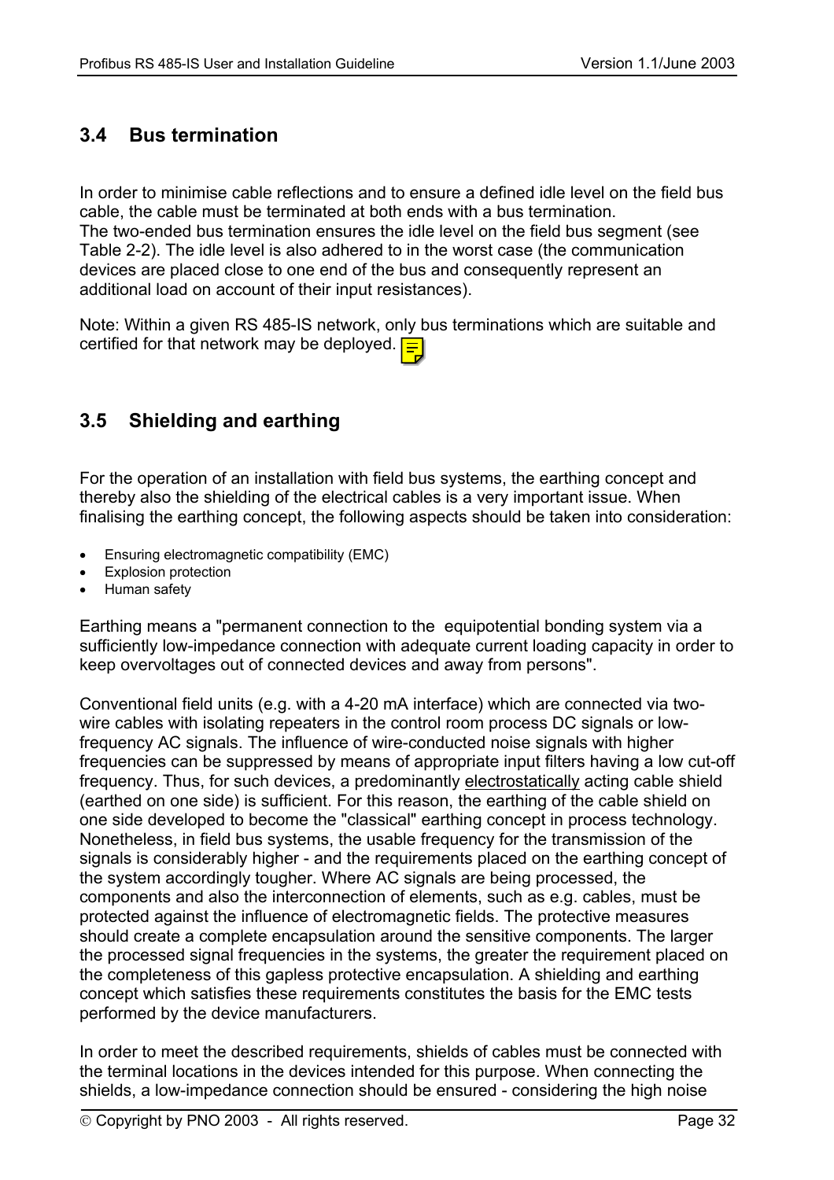## 3.4 Bus termination

In order to minimise cable reflections and to ensure a defined idle level on the field bus cable, the cable must be terminated at both ends with a bus termination.
The two-ended bus termination ensures the idle level on the field bus segment (see Table 2-2). The idle level is also adhered to in the worst case (the communication devices are placed close to one end of the bus and consequently represent an additional load on account of their input resistances).

Note: Within a given RS 485-IS network, only bus terminations which are suitable and certified for that network may be deployed.

## 3.5 Shielding and earthing

For the operation of an installation with field bus systems, the earthing concept and thereby also the shielding of the electrical cables is a very important issue. When finalising the earthing concept, the following aspects should be taken into consideration:

- Ensuring electromagnetic compatibility (EMC)
- Explosion protection
- Human safety

Earthing means a "permanent connection to the equipotential bonding system via a sufficiently low-impedance connection with adequate current loading capacity in order to keep overvoltages out of connected devices and away from persons".

Conventional field units (e.g. with a 4-20 mA interface) which are connected via two-wire cables with isolating repeaters in the control room process DC signals or low-frequency AC signals. The influence of wire-conducted noise signals with higher frequencies can be suppressed by means of appropriate input filters having a low cut-off frequency. Thus, for such devices, a predominantly electrostatically acting cable shield (earthed on one side) is sufficient. For this reason, the earthing of the cable shield on one side developed to become the "classical" earthing concept in process technology. Nonetheless, in field bus systems, the usable frequency for the transmission of the signals is considerably higher - and the requirements placed on the earthing concept of the system accordingly tougher. Where AC signals are being processed, the components and also the interconnection of elements, such as e.g. cables, must be protected against the influence of electromagnetic fields. The protective measures should create a complete encapsulation around the sensitive components. The larger the processed signal frequencies in the systems, the greater the requirement placed on the completeness of this gapless protective encapsulation. A shielding and earthing concept which satisfies these requirements constitutes the basis for the EMC tests performed by the device manufacturers.

In order to meet the described requirements, shields of cables must be connected with the terminal locations in the devices intended for this purpose. When connecting the shields, a low-impedance connection should be ensured - considering the high noise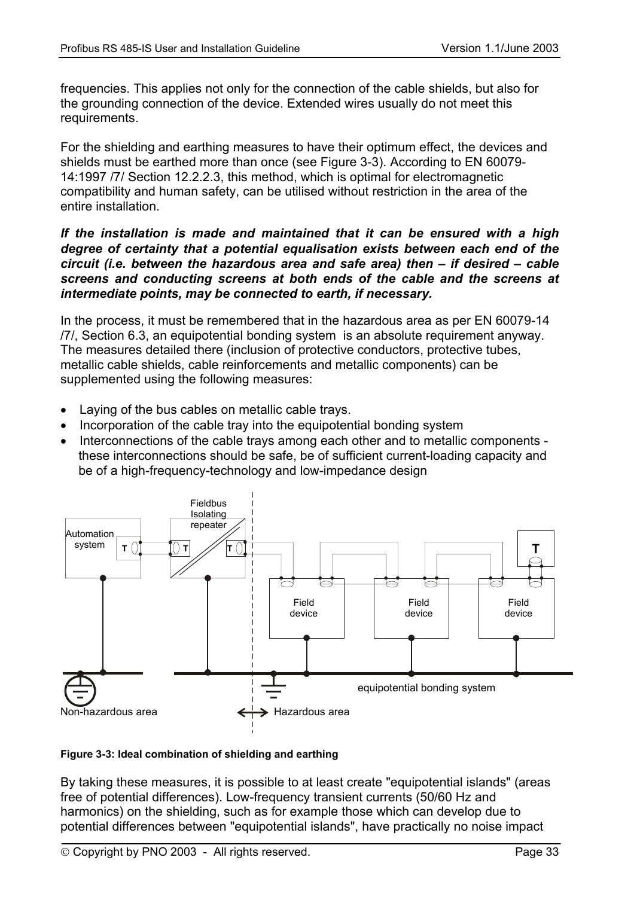frequencies. This applies not only for the connection of the cable shields, but also for the grounding connection of the device. Extended wires usually do not meet this requirements.

For the shielding and earthing measures to have their optimum effect, the devices and shields must be earthed more than once (see Figure 3-3). According to EN 60079-14:1997 /7/ Section 12.2.2.3, this method, which is optimal for electromagnetic compatibility and human safety, can be utilised without restriction in the area of the entire installation.

***If the installation is made and maintained that it can be ensured with a high degree of certainty that a potential equalisation exists between each end of the circuit (i.e. between the hazardous area and safe area) then – if desired – cable screens and conducting screens at both ends of the cable and the screens at intermediate points, may be connected to earth, if necessary.***

In the process, it must be remembered that in the hazardous area as per EN 60079-14 /7/, Section 6.3, an equipotential bonding system is an absolute requirement anyway. The measures detailed there (inclusion of protective conductors, protective tubes, metallic cable shields, cable reinforcements and metallic components) can be supplemented using the following measures:

- Laying of the bus cables on metallic cable trays.
- Incorporation of the cable tray into the equipotential bonding system
- Interconnections of the cable trays among each other and to metallic components - these interconnections should be safe, be of sufficient current-loading capacity and be of a high-frequency-technology and low-impedance design

**Figure 3-3: Ideal combination of shielding and earthing**

By taking these measures, it is possible to at least create "equipotential islands" (areas free of potential differences). Low-frequency transient currents (50/60 Hz and harmonics) on the shielding, such as for example those which can develop due to potential differences between "equipotential islands", have practically no noise impact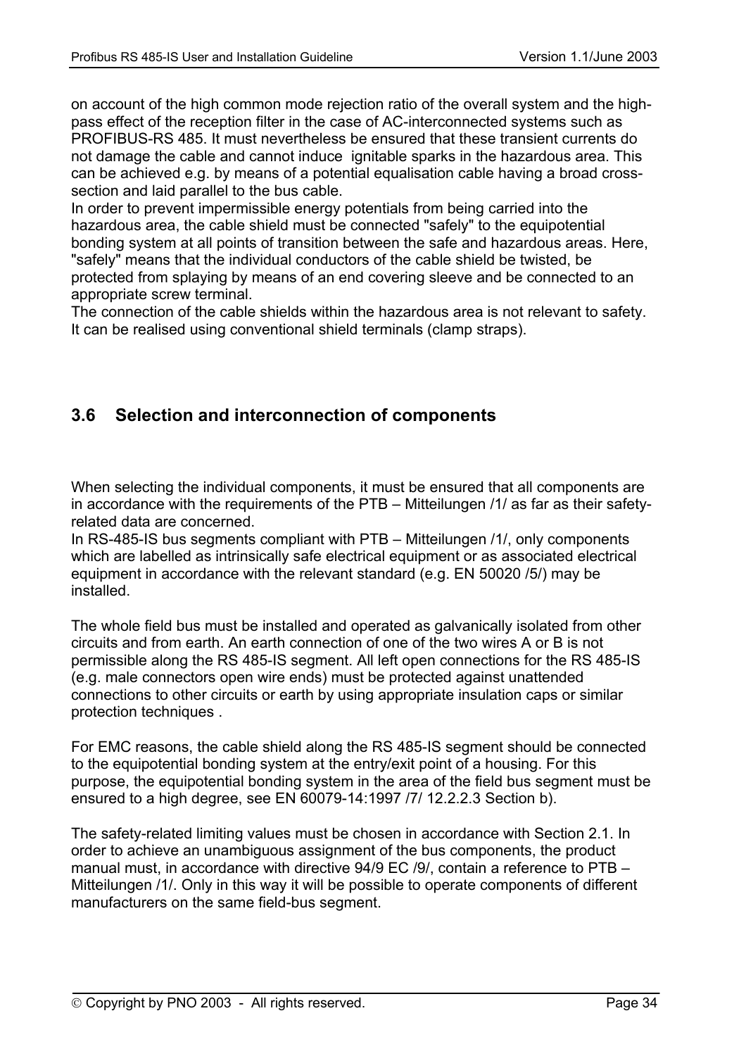on account of the high common mode rejection ratio of the overall system and the high-pass effect of the reception filter in the case of AC-interconnected systems such as PROFIBUS-RS 485. It must nevertheless be ensured that these transient currents do not damage the cable and cannot induce ignitable sparks in the hazardous area. This can be achieved e.g. by means of a potential equalisation cable having a broad cross-section and laid parallel to the bus cable.
In order to prevent impermissible energy potentials from being carried into the hazardous area, the cable shield must be connected "safely" to the equipotential bonding system at all points of transition between the safe and hazardous areas. Here, "safely" means that the individual conductors of the cable shield be twisted, be protected from splaying by means of an end covering sleeve and be connected to an appropriate screw terminal.
The connection of the cable shields within the hazardous area is not relevant to safety. It can be realised using conventional shield terminals (clamp straps).

## 3.6 Selection and interconnection of components

When selecting the individual components, it must be ensured that all components are in accordance with the requirements of the PTB – Mitteilungen /1/ as far as their safety-related data are concerned.
In RS-485-IS bus segments compliant with PTB – Mitteilungen /1/, only components which are labelled as intrinsically safe electrical equipment or as associated electrical equipment in accordance with the relevant standard (e.g. EN 50020 /5/) may be installed.

The whole field bus must be installed and operated as galvanically isolated from other circuits and from earth. An earth connection of one of the two wires A or B is not permissible along the RS 485-IS segment. All left open connections for the RS 485-IS (e.g. male connectors open wire ends) must be protected against unattended connections to other circuits or earth by using appropriate insulation caps or similar protection techniques .

For EMC reasons, the cable shield along the RS 485-IS segment should be connected to the equipotential bonding system at the entry/exit point of a housing. For this purpose, the equipotential bonding system in the area of the field bus segment must be ensured to a high degree, see EN 60079-14:1997 /7/ 12.2.2.3 Section b).

The safety-related limiting values must be chosen in accordance with Section 2.1. In order to achieve an unambiguous assignment of the bus components, the product manual must, in accordance with directive 94/9 EC /9/, contain a reference to PTB – Mitteilungen /1/. Only in this way it will be possible to operate components of different manufacturers on the same field-bus segment.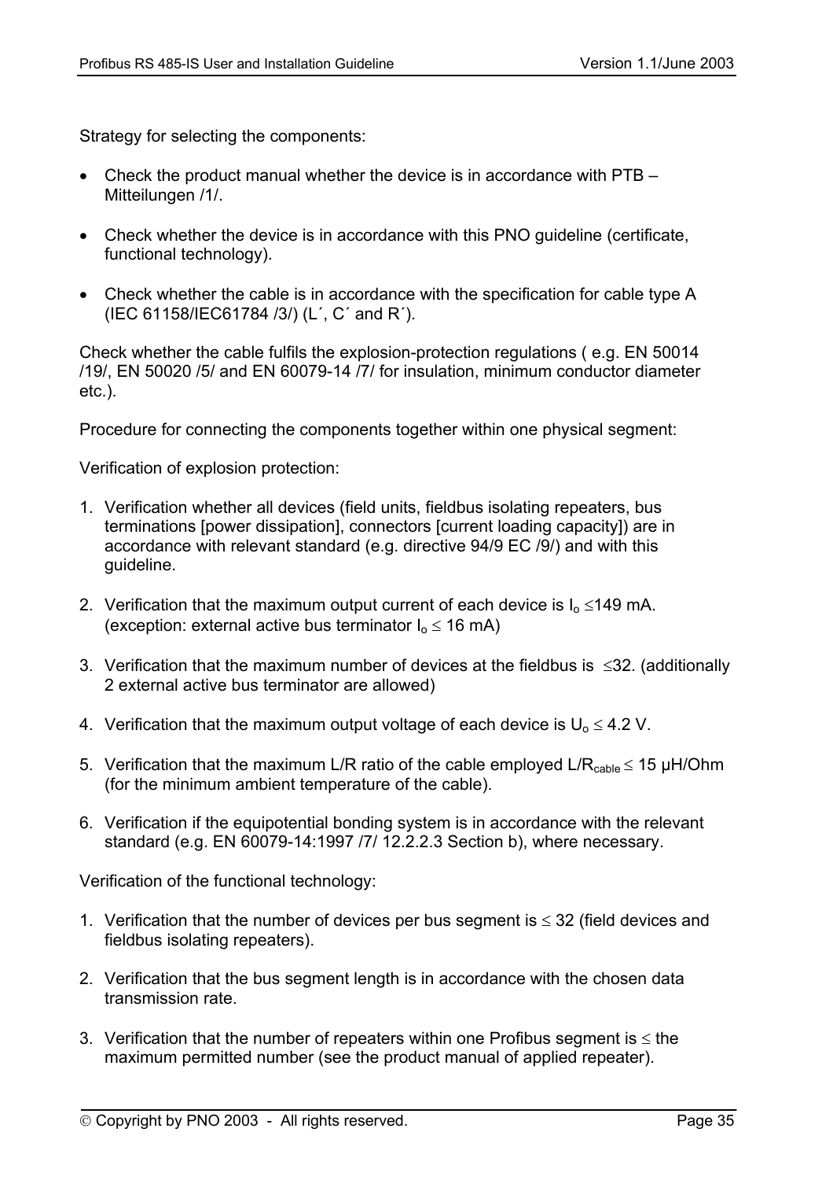Strategy for selecting the components:

- Check the product manual whether the device is in accordance with PTB – Mitteilungen /1/.
- Check whether the device is in accordance with this PNO guideline (certificate, functional technology).
- Check whether the cable is in accordance with the specification for cable type A (IEC 61158/IEC61784 /3/) (L´, C´ and R´).

Check whether the cable fulfils the explosion-protection regulations ( e.g. EN 50014 /19/, EN 50020 /5/ and EN 60079-14 /7/ for insulation, minimum conductor diameter etc.).

Procedure for connecting the components together within one physical segment:

Verification of explosion protection:

1. Verification whether all devices (field units, fieldbus isolating repeaters, bus terminations [power dissipation], connectors [current loading capacity]) are in accordance with relevant standard (e.g. directive 94/9 EC /9/) and with this guideline.
2. Verification that the maximum output current of each device is $I_o \leq 149$ mA. (exception: external active bus terminator $I_o \leq 16$ mA)
3. Verification that the maximum number of devices at the fieldbus is $\leq 32$. (additionally 2 external active bus terminator are allowed)
4. Verification that the maximum output voltage of each device is $U_o \leq 4.2$ V.
5. Verification that the maximum L/R ratio of the cable employed $L/R_{cable} \leq 15$ µH/Ohm (for the minimum ambient temperature of the cable).
6. Verification if the equipotential bonding system is in accordance with the relevant standard (e.g. EN 60079-14:1997 /7/ 12.2.2.3 Section b), where necessary.

Verification of the functional technology:

1. Verification that the number of devices per bus segment is $\leq 32$ (field devices and fieldbus isolating repeaters).
2. Verification that the bus segment length is in accordance with the chosen data transmission rate.
3. Verification that the number of repeaters within one Profibus segment is $\leq$ the maximum permitted number (see the product manual of applied repeater).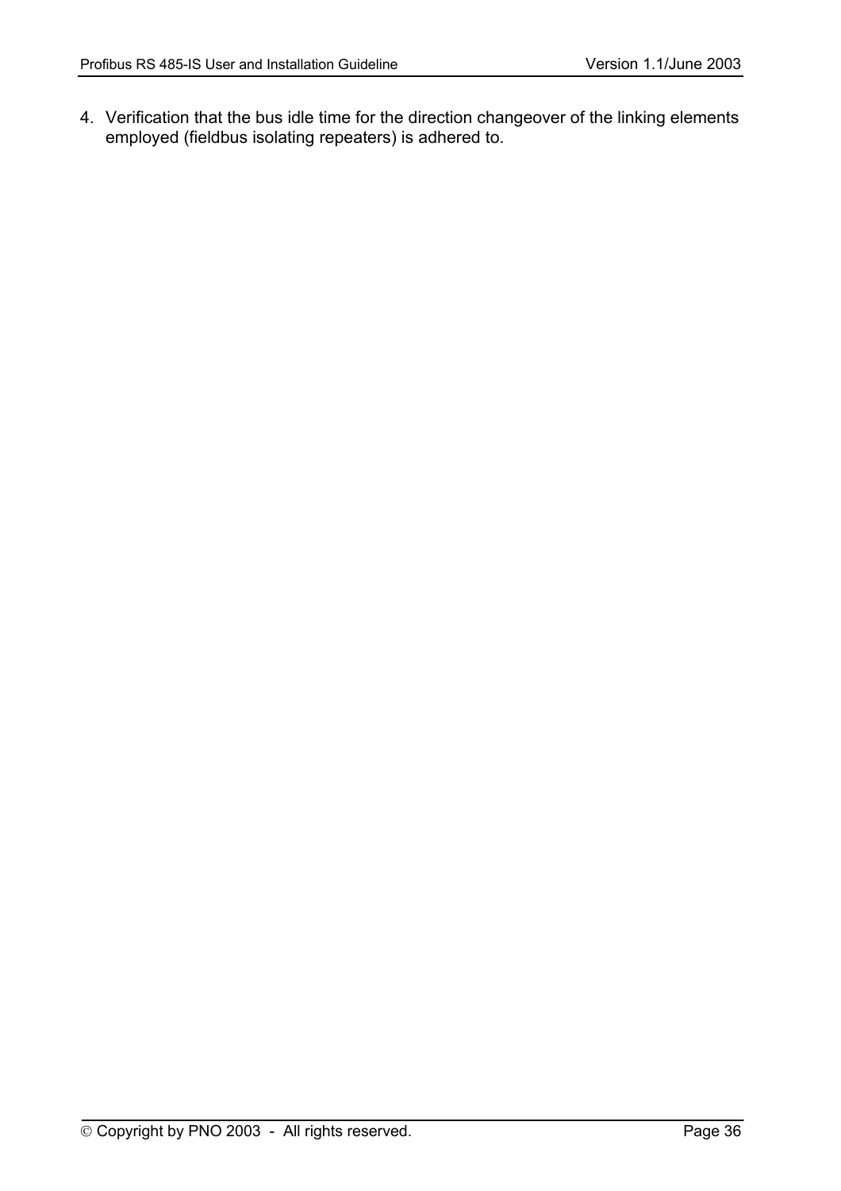4. Verification that the bus idle time for the direction changeover of the linking elements employed (fieldbus isolating repeaters) is adhered to.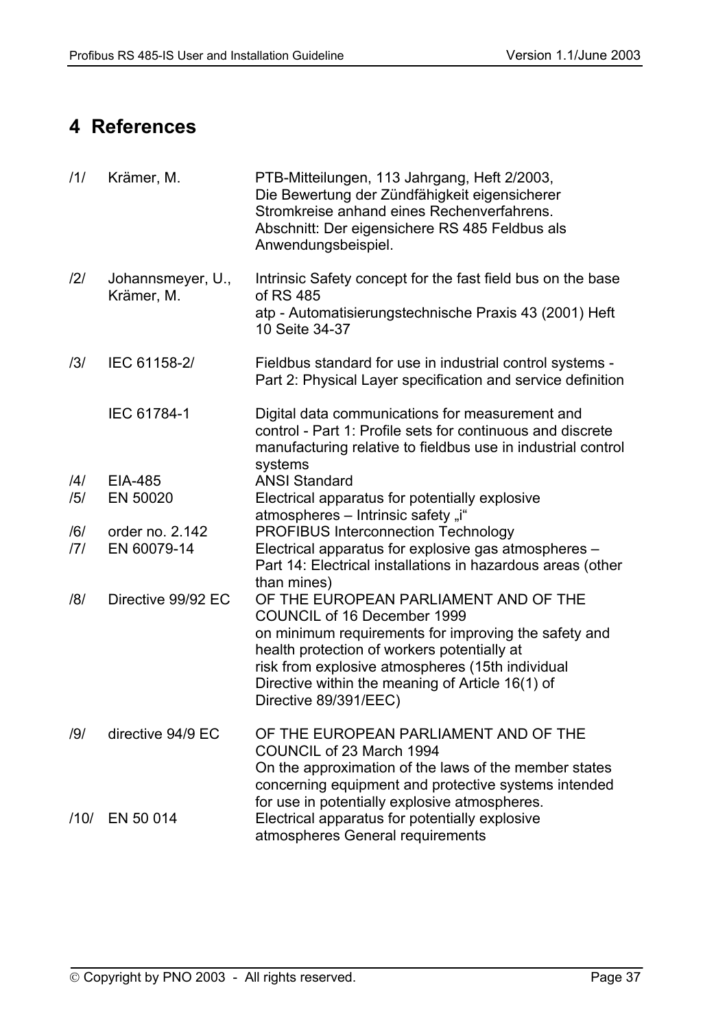# 4 References

| | | |
|---|---|---|
| /1/ | Krämer, M. | PTB-Mitteilungen, 113 Jahrgang, Heft 2/2003, Die Bewertung der Zündfähigkeit eigensicherer Stromkreise anhand eines Rechenverfahrens. Abschnitt: Der eigensichere RS 485 Feldbus als Anwendungsbeispiel. |
| /2/ | Johannsmeyer, U., Krämer, M. | Intrinsic Safety concept for the fast field bus on the base of RS 485 atp - Automatisierungstechnische Praxis 43 (2001) Heft 10 Seite 34-37 |
| /3/ | IEC 61158-2/ | Fieldbus standard for use in industrial control systems - Part 2: Physical Layer specification and service definition |
| | IEC 61784-1 | Digital data communications for measurement and control - Part 1: Profile sets for continuous and discrete manufacturing relative to fieldbus use in industrial control systems |
| /4/ | EIA-485 | ANSI Standard |
| /5/ | EN 50020 | Electrical apparatus for potentially explosive atmospheres – Intrinsic safety „i“ |
| /6/ | order no. 2.142 | PROFIBUS Interconnection Technology |
| /7/ | EN 60079-14 | Electrical apparatus for explosive gas atmospheres – Part 14: Electrical installations in hazardous areas (other than mines) |
| /8/ | Directive 99/92 EC | OF THE EUROPEAN PARLIAMENT AND OF THE COUNCIL of 16 December 1999 on minimum requirements for improving the safety and health protection of workers potentially at risk from explosive atmospheres (15th individual Directive within the meaning of Article 16(1) of Directive 89/391/EEC) |
| /9/ | directive 94/9 EC | OF THE EUROPEAN PARLIAMENT AND OF THE COUNCIL of 23 March 1994 On the approximation of the laws of the member states concerning equipment and protective systems intended for use in potentially explosive atmospheres. |
| /10/ | EN 50 014 | Electrical apparatus for potentially explosive atmospheres General requirements |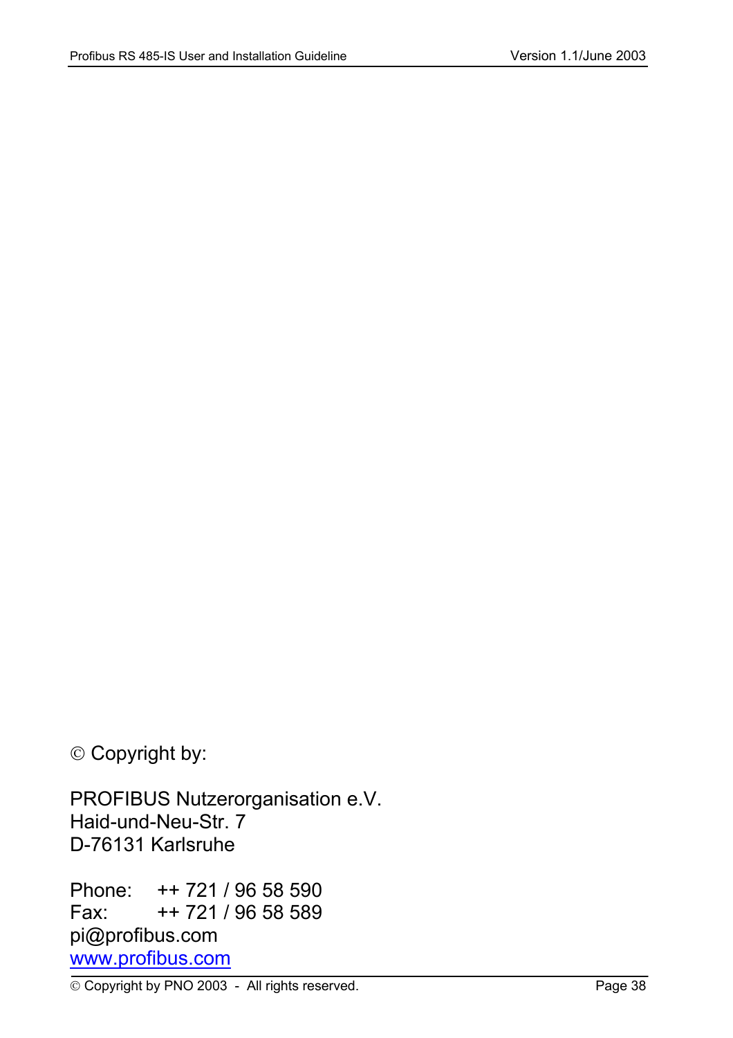© Copyright by:

PROFIBUS Nutzerorganisation e.V.
Haid-und-Neu-Str. 7
D-76131 Karlsruhe

Phone: ++ 721 / 96 58 590
Fax: ++ 721 / 96 58 589
pi@profibus.com
www.profibus.com